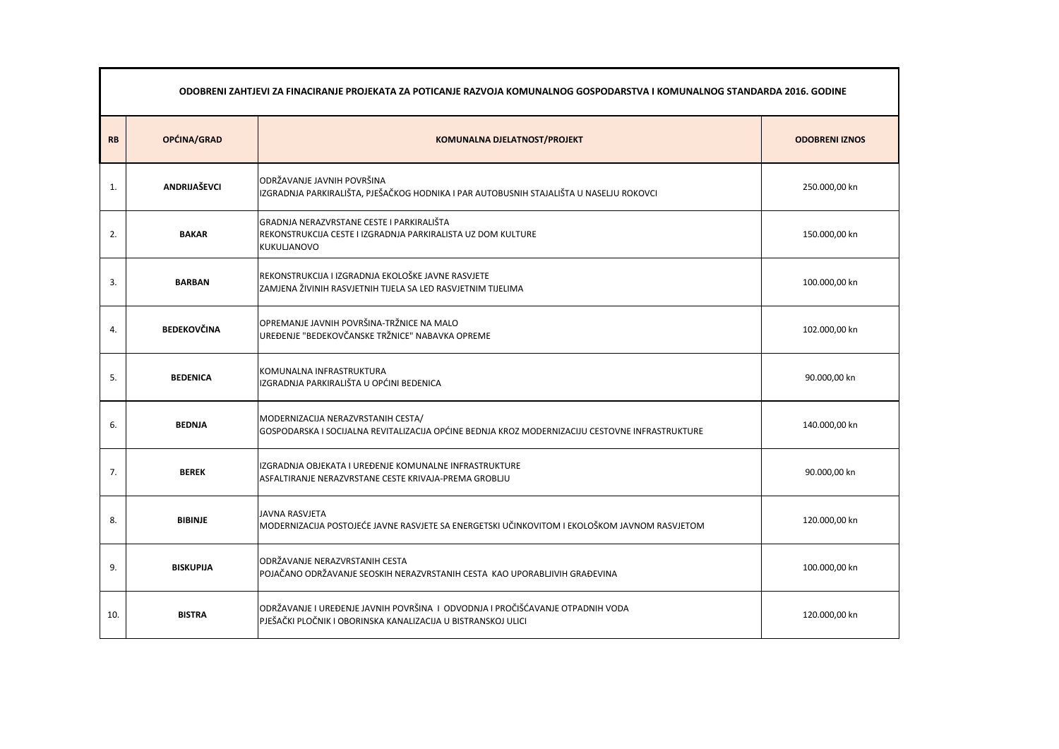| ODOBRENI ZAHTJEVI ZA FINACIRANJE PROJEKATA ZA POTICANJE RAZVOJA KOMUNALNOG GOSPODARSTVA I KOMUNALNOG STANDARDA 2016. GODINE | | | |
|---|---|---|---|
| **RB** | **OPĆINA/GRAD** | **KOMUNALNA DJELATNOST/PROJEKT** | **ODOBRENI IZNOS** |
| 1. | **ANDRIJAŠEVCI** | ODRŽAVANJE JAVNIH POVRŠINA<br>IZGRADNJA PARKIRALIŠTA, PJEŠAČKOG HODNIKA I PAR AUTOBUSNIH STAJALIŠTA U NASELJU ROKOVCI | 250.000,00 kn |
| 2. | **BAKAR** | GRADNJA NERAZVRSTANE CESTE I PARKIRALIŠTA<br>REKONSTRUKCIJA CESTE I IZGRADNJA PARKIRALISTA UZ DOM KULTURE<br>KUKULJANOVO | 150.000,00 kn |
| 3. | **BARBAN** | REKONSTRUKCIJA I IZGRADNJA EKOLOŠKE JAVNE RASVJETE<br>ZAMJENA ŽIVINIH RASVJETNIH TIJELA SA LED RASVJETNIM TIJELIMA | 100.000,00 kn |
| 4. | **BEDEKOVČINA** | OPREMANJE JAVNIH POVRŠINA-TRŽNICE NA MALO<br>UREĐENJE "BEDEKOVČANSKE TRŽNICE" NABAVKA OPREME | 102.000,00 kn |
| 5. | **BEDENICA** | KOMUNALNA INFRASTRUKTURA<br>IZGRADNJA PARKIRALIŠTA U OPĆINI BEDENICA | 90.000,00 kn |
| 6. | **BEDNJA** | MODERNIZACIJA NERAZVRSTANIH CESTA/<br>GOSPODARSKA I SOCIJALNA REVITALIZACIJA OPĆINE BEDNJA KROZ MODERNIZACIJU CESTOVNE INFRASTRUKTURE | 140.000,00 kn |
| 7. | **BEREK** | IZGRADNJA OBJEKATA I UREĐENJE KOMUNALNE INFRASTRUKTURE<br>ASFALTIRANJE NERAZVRSTANE CESTE KRIVAJA-PREMA GROBLJU | 90.000,00 kn |
| 8. | **BIBINJE** | JAVNA RASVJETA<br>MODERNIZACIJA POSTOJEĆE JAVNE RASVJETE SA ENERGETSKI UČINKOVITOM I EKOLOŠKOM JAVNOM RASVJETOM | 120.000,00 kn |
| 9. | **BISKUPIJA** | ODRŽAVANJE NERAZVRSTANIH CESTA<br>POJAČANO ODRŽAVANJE SEOSKIH NERAZVRSTANIH CESTA KAO UPORABLJIVIH GRAĐEVINA | 100.000,00 kn |
| 10. | **BISTRA** | ODRŽAVANJE I UREĐENJE JAVNIH POVRŠINA I ODVODNJA I PROČIŠĆAVANJE OTPADNIH VODA<br>PJEŠAČKI PLOČNIK I OBORINSKA KANALIZACIJA U BISTRANSKOJ ULICI | 120.000,00 kn |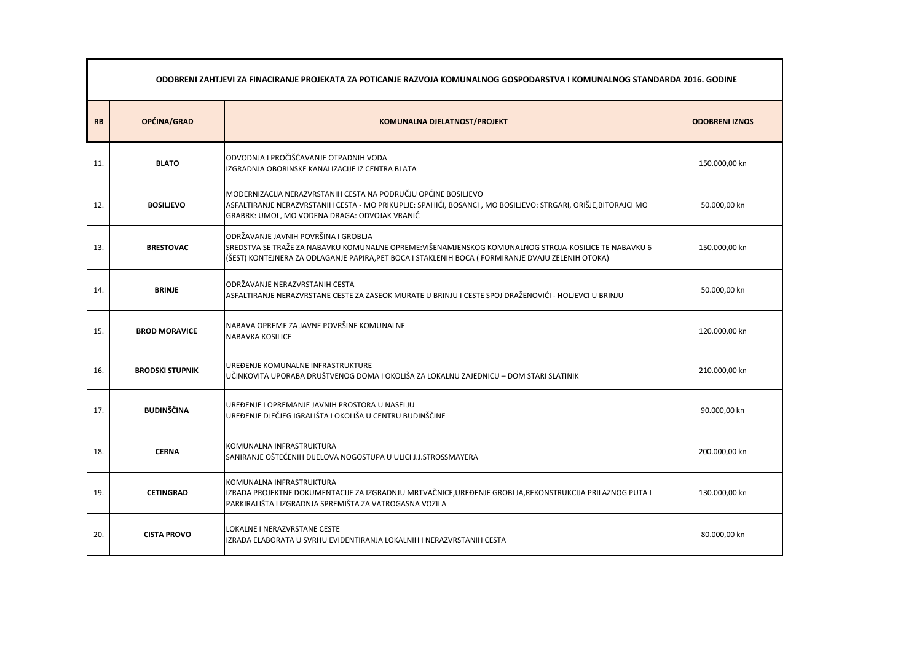| ODOBRENI ZAHTJEVI ZA FINACIRANJE PROJEKATA ZA POTICANJE RAZVOJA KOMUNALNOG GOSPODARSTVA I KOMUNALNOG STANDARDA 2016. GODINE | | | |
|---|---|---|---|
| **RB** | **OPĆINA/GRAD** | **KOMUNALNA DJELATNOST/PROJEKT** | **ODOBRENI IZNOS** |
| 11. | **BLATO** | ODVODNJA I PROČIŠĆAVANJE OTPADNIH VODA<br>IZGRADNJA OBORINSKE KANALIZACIJE IZ CENTRA BLATA | 150.000,00 kn |
| 12. | **BOSILJEVO** | MODERNIZACIJA NERAZVRSTANIH CESTA NA PODRUČJU OPĆINE BOSILJEVO<br>ASFALTIRANJE NERAZVRSTANIH CESTA - MO PRIKUPLJE: SPAHIĆI, BOSANCI , MO BOSILJEVO: STRGARI, ORIŠJE,BITORAJCI MO GRABRK: UMOL, MO VODENA DRAGA: ODVOJAK VRANIĆ | 50.000,00 kn |
| 13. | **BRESTOVAC** | ODRŽAVANJE JAVNIH POVRŠINA I GROBLJA<br>SREDSTVA SE TRAŽE ZA NABAVKU KOMUNALNE OPREME:VIŠENAMJENSKOG KOMUNALNOG STROJA-KOSILICE TE NABAVKU 6 (ŠEST) KONTEJNERA ZA ODLAGANJE PAPIRA,PET BOCA I STAKLENIH BOCA ( FORMIRANJE DVAJU ZELENIH OTOKA) | 150.000,00 kn |
| 14. | **BRINJE** | ODRŽAVANJE NERAZVRSTANIH CESTA<br>ASFALTIRANJE NERAZVRSTANE CESTE ZA ZASEOK MURATE U BRINJU I CESTE SPOJ DRAŽENOVIĆI - HOLJEVCI U BRINJU | 50.000,00 kn |
| 15. | **BROD MORAVICE** | NABAVA OPREME ZA JAVNE POVRŠINE KOMUNALNE<br>NABAVKA KOSILICE | 120.000,00 kn |
| 16. | **BRODSKI STUPNIK** | UREĐENJE KOMUNALNE INFRASTRUKTURE<br>UČINKOVITA UPORABA DRUŠTVENOG DOMA I OKOLIŠA ZA LOKALNU ZAJEDNICU – DOM STARI SLATINIK | 210.000,00 kn |
| 17. | **BUDINŠČINA** | UREĐENJE I OPREMANJE JAVNIH PROSTORA U NASELJU<br>UREĐENJE DJEČJEG IGRALIŠTA I OKOLIŠA U CENTRU BUDINŠČINE | 90.000,00 kn |
| 18. | **CERNA** | KOMUNALNA INFRASTRUKTURA<br>SANIRANJE OŠTEĆENIH DIJELOVA NOGOSTUPA U ULICI J.J.STROSSMAYERA | 200.000,00 kn |
| 19. | **CETINGRAD** | KOMUNALNA INFRASTRUKTURA<br>IZRADA PROJEKTNE DOKUMENTACIJE ZA IZGRADNJU MRTVAČNICE,UREĐENJE GROBLJA,REKONSTRUKCIJA PRILAZNOG PUTA I PARKIRALIŠTA I IZGRADNJA SPREMIŠTA ZA VATROGASNA VOZILA | 130.000,00 kn |
| 20. | **CISTA PROVO** | LOKALNE I NERAZVRSTANE CESTE<br>IZRADA ELABORATA U SVRHU EVIDENTIRANJA LOKALNIH I NERAZVRSTANIH CESTA | 80.000,00 kn |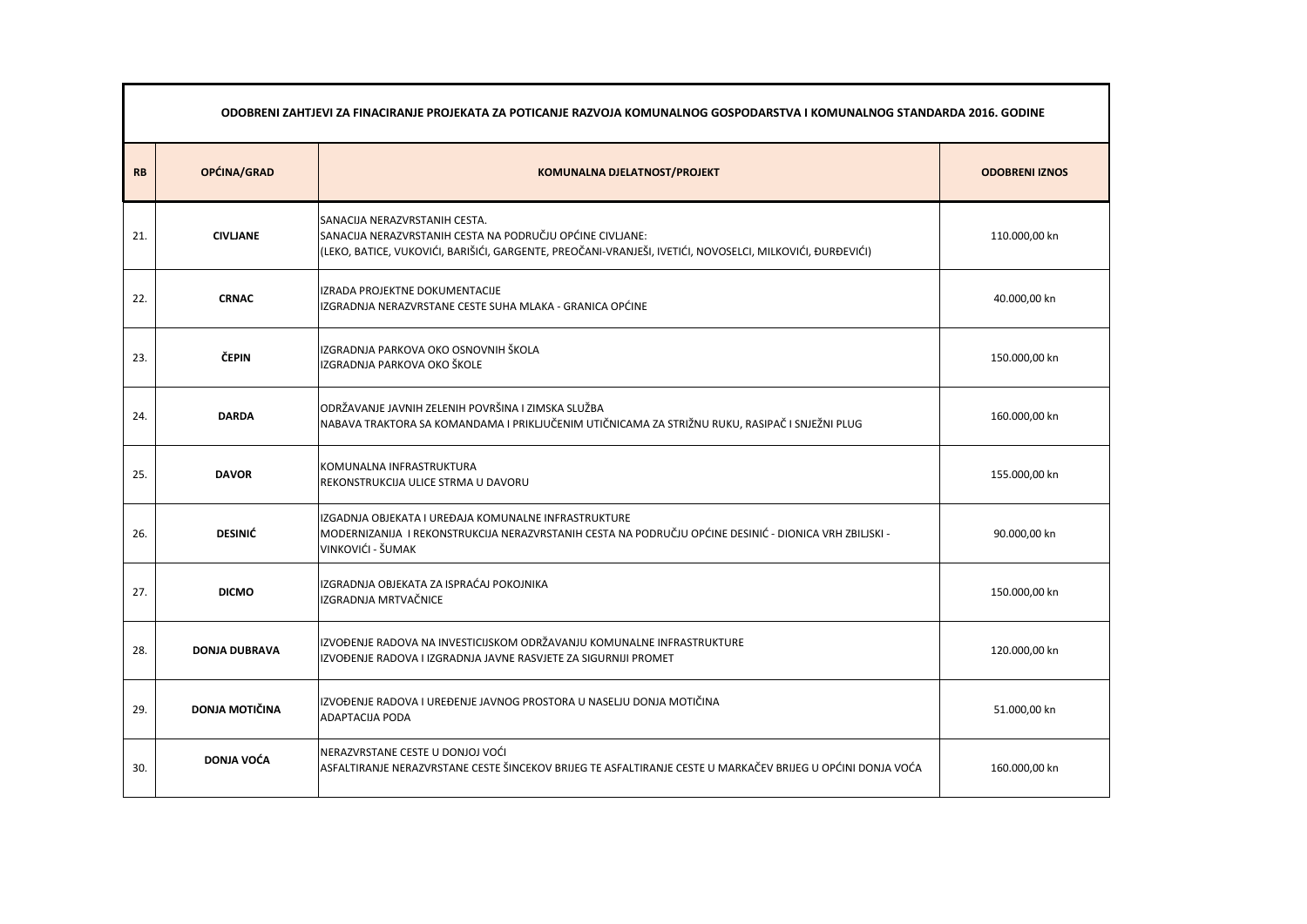| ODOBRENI ZAHTJEVI ZA FINACIRANJE PROJEKATA ZA POTICANJE RAZVOJA KOMUNALNOG GOSPODARSTVA I KOMUNALNOG STANDARDA 2016. GODINE | | | |
|---|---|---|---|
| **RB** | **OPĆINA/GRAD** | **KOMUNALNA DJELATNOST/PROJEKT** | **ODOBRENI IZNOS** |
| 21. | **CIVLJANE** | SANACIJA NERAZVRSTANIH CESTA.<br>SANACIJA NERAZVRSTANIH CESTA NA PODRUČJU OPĆINE CIVLJANE:<br>(LEKO, BATICE, VUKOVIĆI, BARIŠIĆI, GARGENTE, PREOČANI-VRANJEŠI, IVETIĆI, NOVOSELCI, MILKOVIĆI, ĐURĐEVIĆI) | 110.000,00 kn |
| 22. | **CRNAC** | IZRADA PROJEKTNE DOKUMENTACIJE<br>IZGRADNJA NERAZVRSTANE CESTE SUHA MLAKA - GRANICA OPĆINE | 40.000,00 kn |
| 23. | **ČEPIN** | IZGRADNJA PARKOVA OKO OSNOVNIH ŠKOLA<br>IZGRADNJA PARKOVA OKO ŠKOLE | 150.000,00 kn |
| 24. | **DARDA** | ODRŽAVANJE JAVNIH ZELENIH POVRŠINA I ZIMSKA SLUŽBA<br>NABAVA TRAKTORA SA KOMANDAMA I PRIKLJUČENIM UTIČNICAMA ZA STRIŽNU RUKU, RASIPAČ I SNJEŽNI PLUG | 160.000,00 kn |
| 25. | **DAVOR** | KOMUNALNA INFRASTRUKTURA<br>REKONSTRUKCIJA ULICE STRMA U DAVORU | 155.000,00 kn |
| 26. | **DESINIĆ** | IZGADNJA OBJEKATA I UREĐAJA KOMUNALNE INFRASTRUKTURE<br>MODERNIZANIJA I REKONSTRUKCIJA NERAZVRSTANIH CESTA NA PODRUČJU OPĆINE DESINIĆ - DIONICA VRH ZBILJSKI - VINKOVIĆI - ŠUMAK | 90.000,00 kn |
| 27. | **DICMO** | IZGRADNJA OBJEKATA ZA ISPRAĆAJ POKOJNIKA<br>IZGRADNJA MRTVAČNICE | 150.000,00 kn |
| 28. | **DONJA DUBRAVA** | IZVOĐENJE RADOVA NA INVESTICIJSKOM ODRŽAVANJU KOMUNALNE INFRASTRUKTURE<br>IZVOĐENJE RADOVA I IZGRADNJA JAVNE RASVJETE ZA SIGURNIJI PROMET | 120.000,00 kn |
| 29. | **DONJA MOTIČINA** | IZVOĐENJE RADOVA I UREĐENJE JAVNOG PROSTORA U NASELJU DONJA MOTIČINA<br>ADAPTACIJA PODA | 51.000,00 kn |
| 30. | **DONJA VOĆA** | NERAZVRSTANE CESTE U DONJOJ VOĆI<br>ASFALTIRANJE NERAZVRSTANE CESTE ŠINCEKOV BRIJEG TE ASFALTIRANJE CESTE U MARKAČEV BRIJEG U OPĆINI DONJA VOĆA | 160.000,00 kn |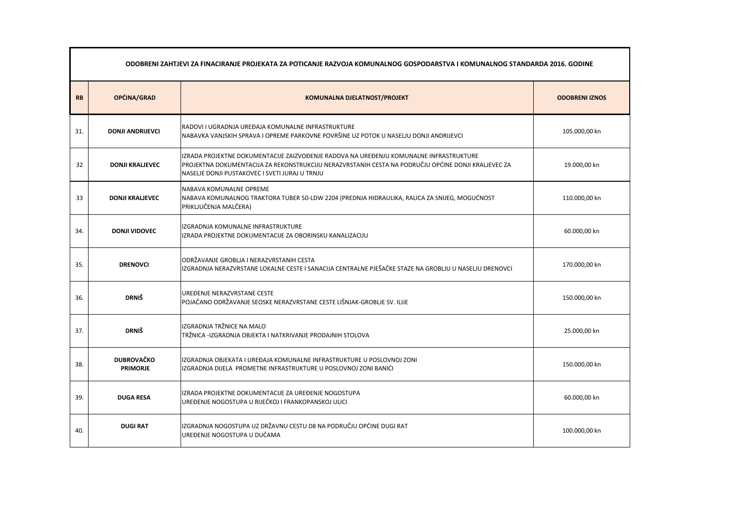| ODOBRENI ZAHTJEVI ZA FINACIRANJE PROJEKATA ZA POTICANJE RAZVOJA KOMUNALNOG GOSPODARSTVA I KOMUNALNOG STANDARDA 2016. GODINE | | | |
|---|---|---|---|
| **RB** | **OPĆINA/GRAD** | **KOMUNALNA DJELATNOST/PROJEKT** | **ODOBRENI IZNOS** |
| 31. | **DONJI ANDRIJEVCI** | RADOVI I UGRADNJA UREĐAJA KOMUNALNE INFRASTRUKTURE<br>NABAVKA VANJSKIH SPRAVA I OPREME PARKOVNE POVRŠINE UZ POTOK U NASELJU DONJI ANDRIJEVCI | 105.000,00 kn |
| 32 | **DONJI KRALJEVEC** | IZRADA PROJEKTNE DOKUMENTACIJE ZAIZVOĐENJE RADOVA NA UREĐENJU KOMUNALNE INFRASTRUKTURE<br>PROJEKTNA DOKUMENTACIJA ZA REKONSTRUKCIJU NERAZVRSTANIH CESTA NA PODRUČJU OPĆINE DONJI KRALJEVEC ZA NASELJE DONJI PUSTAKOVEC I SVETI JURAJ U TRNJU | 19.000,00 kn |
| 33 | **DONJI KRALJEVEC** | NABAVA KOMUNALNE OPREME<br>NABAVA KOMUNALNOG TRAKTORA TUBER 50-LDW 2204 (PREDNJA HIDRAULIKA, RALICA ZA SNIJEG, MOGUĆNOST PRIKLJUČENJA MALČERA) | 110.000,00 kn |
| 34. | **DONJI VIDOVEC** | IZGRADNJA KOMUNALNE INFRASTRUKTURE<br>IZRADA PROJEKTNE DOKUMENTACIJE ZA OBORINSKU KANALIZACIJU | 60.000,00 kn |
| 35. | **DRENOVCI** | ODRŽAVANJE GROBLJA I NERAZVRSTANIH CESTA<br>IZGRADNJA NERAZVRSTANE LOKALNE CESTE I SANACIJA CENTRALNE PJEŠAČKE STAZE NA GROBLJU U NASELJU DRENOVCI | 170.000,00 kn |
| 36. | **DRNIŠ** | UREĐENJE NERAZVRSTANE CESTE<br>POJAČANO ODRŽAVANJE SEOSKE NERAZVRSTANE CESTE LIŠNJAK-GROBLJE SV. ILIJE | 150.000,00 kn |
| 37. | **DRNIŠ** | IZGRADNJA TRŽNICE NA MALO<br>TRŽNICA -IZGRADNJA OBJEKTA I NATKRIVANJE PRODAJNIH STOLOVA | 25.000,00 kn |
| 38. | **DUBROVAČKO PRIMORJE** | IZGRADNJA OBJEKATA I UREĐAJA KOMUNALNE INFRASTRUKTURE U POSLOVNOJ ZONI<br>IZGRADNJA DIJELA PROMETNE INFRASTRUKTURE U POSLOVNOJ ZONI BANIĆI | 150.000,00 kn |
| 39. | **DUGA RESA** | IZRADA PROJEKTNE DOKUMENTACIJE ZA UREĐENJE NOGOSTUPA<br>UREĐENJE NOGOSTUPA U RIJEČKOJ I FRANKOPANSKOJ ULICI | 60.000,00 kn |
| 40. | **DUGI RAT** | IZGRADNJA NOGOSTUPA UZ DRŽAVNU CESTU D8 NA PODRUČJU OPĆINE DUGI RAT<br>UREĐENJE NOGOSTUPA U DUĆAMA | 100.000,00 kn |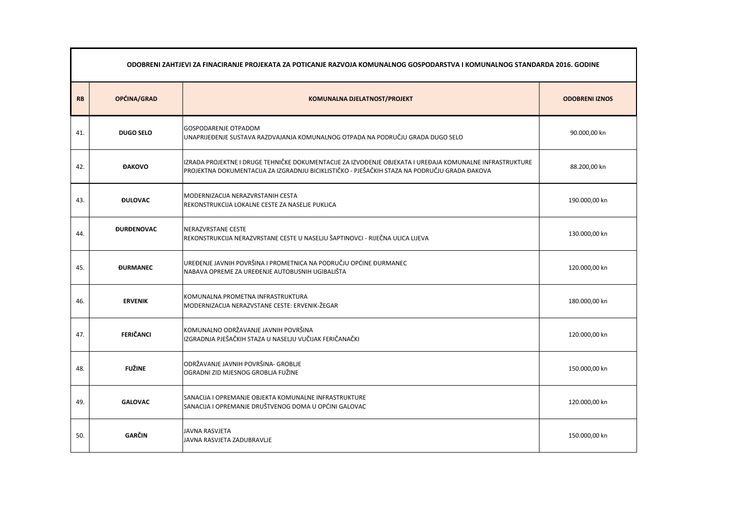| ODOBRENI ZAHTJEVI ZA FINACIRANJE PROJEKATA ZA POTICANJE RAZVOJA KOMUNALNOG GOSPODARSTVA I KOMUNALNOG STANDARDA 2016. GODINE | | | |
|---|---|---|---|
| **RB** | **OPĆINA/GRAD** | **KOMUNALNA DJELATNOST/PROJEKT** | **ODOBRENI IZNOS** |
| 41. | **DUGO SELO** | GOSPODARENJE OTPADOM<br>UNAPRIJEĐENJE SUSTAVA RAZDVAJANJA KOMUNALNOG OTPADA NA PODRUČJU GRADA DUGO SELO | 90.000,00 kn |
| 42. | **ĐAKOVO** | IZRADA PROJEKTNE I DRUGE TEHNIČKE DOKUMENTACIJE ZA IZVOĐENJE OBJEKATA I UREĐAJA KOMUNALNE INFRASTRUKTURE<br>PROJEKTNA DOKUMENTACIJA ZA IZGRADNJU BICIKLISTIČKO - PJEŠAČKIH STAZA NA PODRUČJU GRADA ĐAKOVA | 88.200,00 kn |
| 43. | **ĐULOVAC** | MODERNIZACIJA NERAZVRSTANIH CESTA<br>REKONSTRUKCIJA LOKALNE CESTE ZA NASELJE PUKLICA | 190.000,00 kn |
| 44. | **ĐURĐENOVAC** | NERAZVRSTANE CESTE<br>REKONSTRUKCIJA NERAZVRSTANE CESTE U NASELJU ŠAPTINOVCI - RIJEČNA ULICA LIJEVA | 130.000,00 kn |
| 45. | **ĐURMANEC** | UREĐENJE JAVNIH POVRŠINA I PROMETNICA NA PODRUČJU OPĆINE ĐURMANEC<br>NABAVA OPREME ZA UREĐENJE AUTOBUSNIH UGIBALIŠTA | 120.000,00 kn |
| 46. | **ERVENIK** | KOMUNALNA PROMETNA INFRASTRUKTURA<br>MODERNIZACIJA NERAZVSTANE CESTE: ERVENIK-ŽEGAR | 180.000,00 kn |
| 47. | **FERIČANCI** | KOMUNALNO ODRŽAVANJE JAVNIH POVRŠINA<br>IZGRADNJA PJEŠAČKIH STAZA U NASELJU VUČIJAK FERIČANAČKI | 120.000,00 kn |
| 48. | **FUŽINE** | ODRŽAVANJE JAVNIH POVRŠINA- GROBLJE<br>OGRADNI ZID MJESNOG GROBLJA FUŽINE | 150.000,00 kn |
| 49. | **GALOVAC** | SANACIJA I OPREMANJE OBJEKTA KOMUNALNE INFRASTRUKTURE<br>SANACIJA I OPREMANJE DRUŠTVENOG DOMA U OPĆINI GALOVAC | 120.000,00 kn |
| 50. | **GARČIN** | JAVNA RASVJETA<br>JAVNA RASVJETA ZADUBRAVLJE | 150.000,00 kn |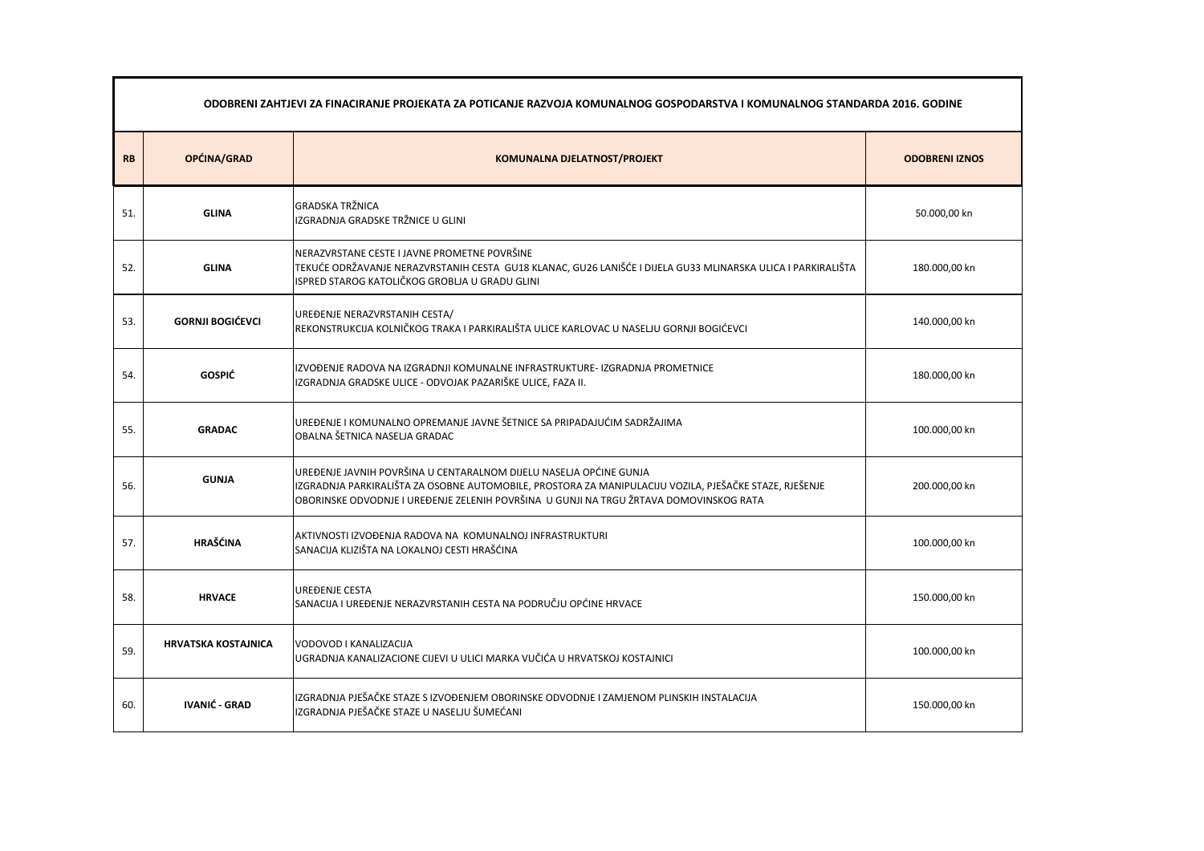| ODOBRENI ZAHTJEVI ZA FINACIRANJE PROJEKATA ZA POTICANJE RAZVOJA KOMUNALNOG GOSPODARSTVA I KOMUNALNOG STANDARDA 2016. GODINE | | | |
|---|---|---|---|
| **RB** | **OPĆINA/GRAD** | **KOMUNALNA DJELATNOST/PROJEKT** | **ODOBRENI IZNOS** |
| 51. | **GLINA** | GRADSKA TRŽNICA<br>IZGRADNJA GRADSKE TRŽNICE U GLINI | 50.000,00 kn |
| 52. | **GLINA** | NERAZVRSTANE CESTE I JAVNE PROMETNE POVRŠINE<br>TEKUĆE ODRŽAVANJE NERAZVRSTANIH CESTA GU18 KLANAC, GU26 LANIŠĆE I DIJELA GU33 MLINARSKA ULICA I PARKIRALIŠTA ISPRED STAROG KATOLIČKOG GROBLJA U GRADU GLINI | 180.000,00 kn |
| 53. | **GORNJI BOGIĆEVCI** | UREĐENJE NERAZVRSTANIH CESTA/<br>REKONSTRUKCIJA KOLNIČKOG TRAKA I PARKIRALIŠTA ULICE KARLOVAC U NASELJU GORNJI BOGIĆEVCI | 140.000,00 kn |
| 54. | **GOSPIĆ** | IZVOĐENJE RADOVA NA IZGRADNJI KOMUNALNE INFRASTRUKTURE- IZGRADNJA PROMETNICE<br>IZGRADNJA GRADSKE ULICE - ODVOJAK PAZARIŠKE ULICE, FAZA II. | 180.000,00 kn |
| 55. | **GRADAC** | UREĐENJE I KOMUNALNO OPREMANJE JAVNE ŠETNICE SA PRIPADAJUĆIM SADRŽAJIMA<br>OBALNA ŠETNICA NASELJA GRADAC | 100.000,00 kn |
| 56. | **GUNJA** | UREĐENJE JAVNIH POVRŠINA U CENTARALNOM DIJELU NASELJA OPĆINE GUNJA<br>IZGRADNJA PARKIRALIŠTA ZA OSOBNE AUTOMOBILE, PROSTORA ZA MANIPULACIJU VOZILA, PJEŠAČKE STAZE, RJEŠENJE OBORINSKE ODVODNJE I UREĐENJE ZELENIH POVRŠINA U GUNJI NA TRGU ŽRTAVA DOMOVINSKOG RATA | 200.000,00 kn |
| 57. | **HRAŠĆINA** | AKTIVNOSTI IZVOĐENJA RADOVA NA KOMUNALNOJ INFRASTRUKTURI<br>SANACIJA KLIZIŠTA NA LOKALNOJ CESTI HRAŠĆINA | 100.000,00 kn |
| 58. | **HRVACE** | UREĐENJE CESTA<br>SANACIJA I UREĐENJE NERAZVRSTANIH CESTA NA PODRUČJU OPĆINE HRVACE | 150.000,00 kn |
| 59. | **HRVATSKA KOSTAJNICA** | VODOVOD I KANALIZACIJA<br>UGRADNJA KANALIZACIONE CIJEVI U ULICI MARKA VUČIĆA U HRVATSKOJ KOSTAJNICI | 100.000,00 kn |
| 60. | **IVANIĆ - GRAD** | IZGRADNJA PJEŠAČKE STAZE S IZVOĐENJEM OBORINSKE ODVODNJE I ZAMJENOM PLINSKIH INSTALACIJA<br>IZGRADNJA PJEŠAČKE STAZE U NASELJU ŠUMEĆANI | 150.000,00 kn |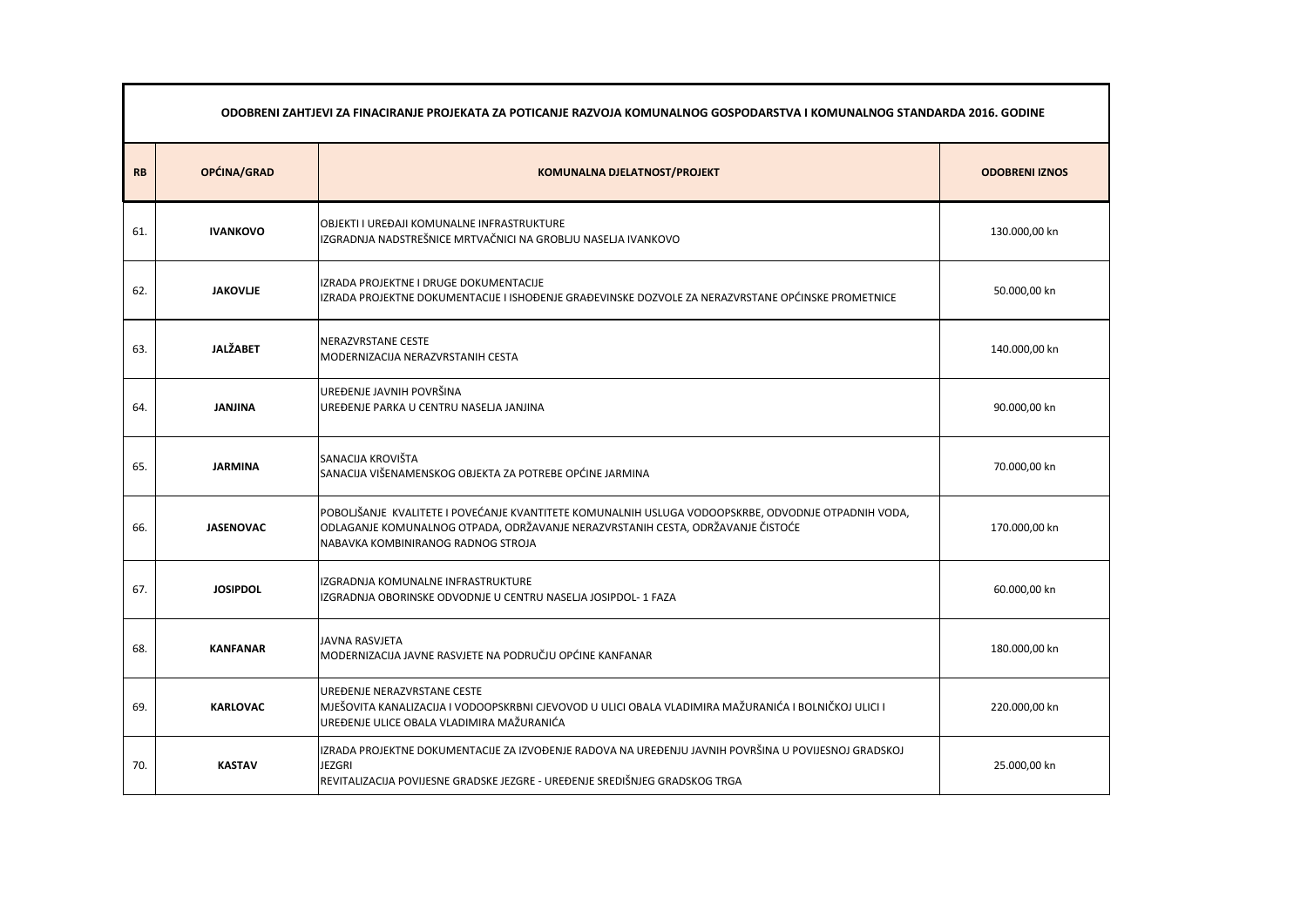| ODOBRENI ZAHTJEVI ZA FINACIRANJE PROJEKATA ZA POTICANJE RAZVOJA KOMUNALNOG GOSPODARSTVA I KOMUNALNOG STANDARDA 2016. GODINE | | | |
|---|---|---|---|
| **RB** | **OPĆINA/GRAD** | **KOMUNALNA DJELATNOST/PROJEKT** | **ODOBRENI IZNOS** |
| 61. | **IVANKOVO** | OBJEKTI I UREĐAJI KOMUNALNE INFRASTRUKTURE<br>IZGRADNJA NADSTREŠNICE MRTVAČNICI NA GROBLJU NASELJA IVANKOVO | 130.000,00 kn |
| 62. | **JAKOVLJE** | IZRADA PROJEKTNE I DRUGE DOKUMENTACIJE<br>IZRADA PROJEKTNE DOKUMENTACIJE I ISHOĐENJE GRAĐEVINSKE DOZVOLE ZA NERAZVRSTANE OPĆINSKE PROMETNICE | 50.000,00 kn |
| 63. | **JALŽABET** | NERAZVRSTANE CESTE<br>MODERNIZACIJA NERAZVRSTANIH CESTA | 140.000,00 kn |
| 64. | **JANJINA** | UREĐENJE JAVNIH POVRŠINA<br>UREĐENJE PARKA U CENTRU NASELJA JANJINA | 90.000,00 kn |
| 65. | **JARMINA** | SANACIJA KROVIŠTA<br>SANACIJA VIŠENAMENSKOG OBJEKTA ZA POTREBE OPĆINE JARMINA | 70.000,00 kn |
| 66. | **JASENOVAC** | POBOLJŠANJE KVALITETE I POVEĆANJE KVANTITETE KOMUNALNIH USLUGA VODOOPSKRBE, ODVODNJE OTPADNIH VODA, ODLAGANJE KOMUNALNOG OTPADA, ODRŽAVANJE NERAZVRSTANIH CESTA, ODRŽAVANJE ČISTOĆE<br>NABAVKA KOMBINIRANOG RADNOG STROJA | 170.000,00 kn |
| 67. | **JOSIPDOL** | IZGRADNJA KOMUNALNE INFRASTRUKTURE<br>IZGRADNJA OBORINSKE ODVODNJE U CENTRU NASELJA JOSIPDOL- 1 FAZA | 60.000,00 kn |
| 68. | **KANFANAR** | JAVNA RASVJETA<br>MODERNIZACIJA JAVNE RASVJETE NA PODRUČJU OPĆINE KANFANAR | 180.000,00 kn |
| 69. | **KARLOVAC** | UREĐENJE NERAZVRSTANE CESTE<br>MJEŠOVITA KANALIZACIJA I VODOOPSKRBNI CJEVOVOD U ULICI OBALA VLADIMIRA MAŽURANIĆA I BOLNIČKOJ ULICI I UREĐENJE ULICE OBALA VLADIMIRA MAŽURANIĆA | 220.000,00 kn |
| 70. | **KASTAV** | IZRADA PROJEKTNE DOKUMENTACIJE ZA IZVOĐENJE RADOVA NA UREĐENJU JAVNIH POVRŠINA U POVIJESNOJ GRADSKOJ JEZGRI<br>REVITALIZACIJA POVIJESNE GRADSKE JEZGRE - UREĐENJE SREDIŠNJEG GRADSKOG TRGA | 25.000,00 kn |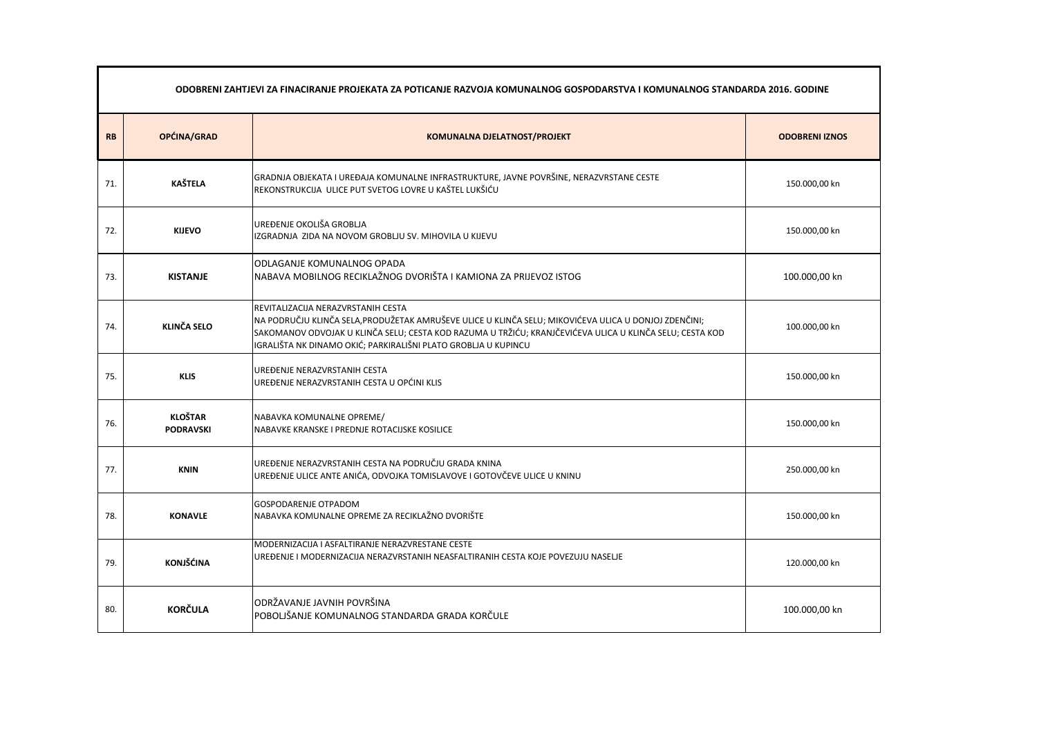| ODOBRENI ZAHTJEVI ZA FINACIRANJE PROJEKATA ZA POTICANJE RAZVOJA KOMUNALNOG GOSPODARSTVA I KOMUNALNOG STANDARDA 2016. GODINE | | | |
|---|---|---|---|
| **RB** | **OPĆINA/GRAD** | **KOMUNALNA DJELATNOST/PROJEKT** | **ODOBRENI IZNOS** |
| 71. | **KAŠTELA** | GRADNJA OBJEKATA I UREĐAJA KOMUNALNE INFRASTRUKTURE, JAVNE POVRŠINE, NERAZVRSTANE CESTE<br>REKONSTRUKCIJA ULICE PUT SVETOG LOVRE U KAŠTEL LUKŠIĆU | 150.000,00 kn |
| 72. | **KIJEVO** | UREĐENJE OKOLIŠA GROBLJA<br>IZGRADNJA ZIDA NA NOVOM GROBLJU SV. MIHOVILA U KIJEVU | 150.000,00 kn |
| 73. | **KISTANJE** | ODLAGANJE KOMUNALNOG OPADA<br>NABAVA MOBILNOG RECIKLAŽNOG DVORIŠTA I KAMIONA ZA PRIJEVOZ ISTOG | 100.000,00 kn |
| 74. | **KLINČA SELO** | REVITALIZACIJA NERAZVRSTANIH CESTA<br>NA PODRUČJU KLINČA SELA,PRODUŽETAK AMRUŠEVE ULICE U KLINČA SELU; MIKOVIĆEVA ULICA U DONJOJ ZDENČINI; SAKOMANOV ODVOJAK U KLINČA SELU; CESTA KOD RAZUMA U TRŽIĆU; KRANJČEVIĆEVA ULICA U KLINČA SELU; CESTA KOD IGRALIŠTA NK DINAMO OKIĆ; PARKIRALIŠNI PLATO GROBLJA U KUPINCU | 100.000,00 kn |
| 75. | **KLIS** | UREĐENJE NERAZVRSTANIH CESTA<br>UREĐENJE NERAZVRSTANIH CESTA U OPĆINI KLIS | 150.000,00 kn |
| 76. | **KLOŠTAR PODRAVSKI** | NABAVKA KOMUNALNE OPREME/<br>NABAVKE KRANSKE I PREDNJE ROTACIJSKE KOSILICE | 150.000,00 kn |
| 77. | **KNIN** | UREĐENJE NERAZVRSTANIH CESTA NA PODRUČJU GRADA KNINA<br>UREĐENJE ULICE ANTE ANIĆA, ODVOJKA TOMISLAVOVE I GOTOVČEVE ULICE U KNINU | 250.000,00 kn |
| 78. | **KONAVLE** | GOSPODARENJE OTPADOM<br>NABAVKA KOMUNALNE OPREME ZA RECIKLAŽNO DVORIŠTE | 150.000,00 kn |
| 79. | **KONJŠĆINA** | MODERNIZACIJA I ASFALTIRANJE NERAZVRESTANE CESTE<br>UREĐENJE I MODERNIZACIJA NERAZVRSTANIH NEASFALTIRANIH CESTA KOJE POVEZUJU NASELJE | 120.000,00 kn |
| 80. | **KORČULA** | ODRŽAVANJE JAVNIH POVRŠINA<br>POBOLJŠANJE KOMUNALNOG STANDARDA GRADA KORČULE | 100.000,00 kn |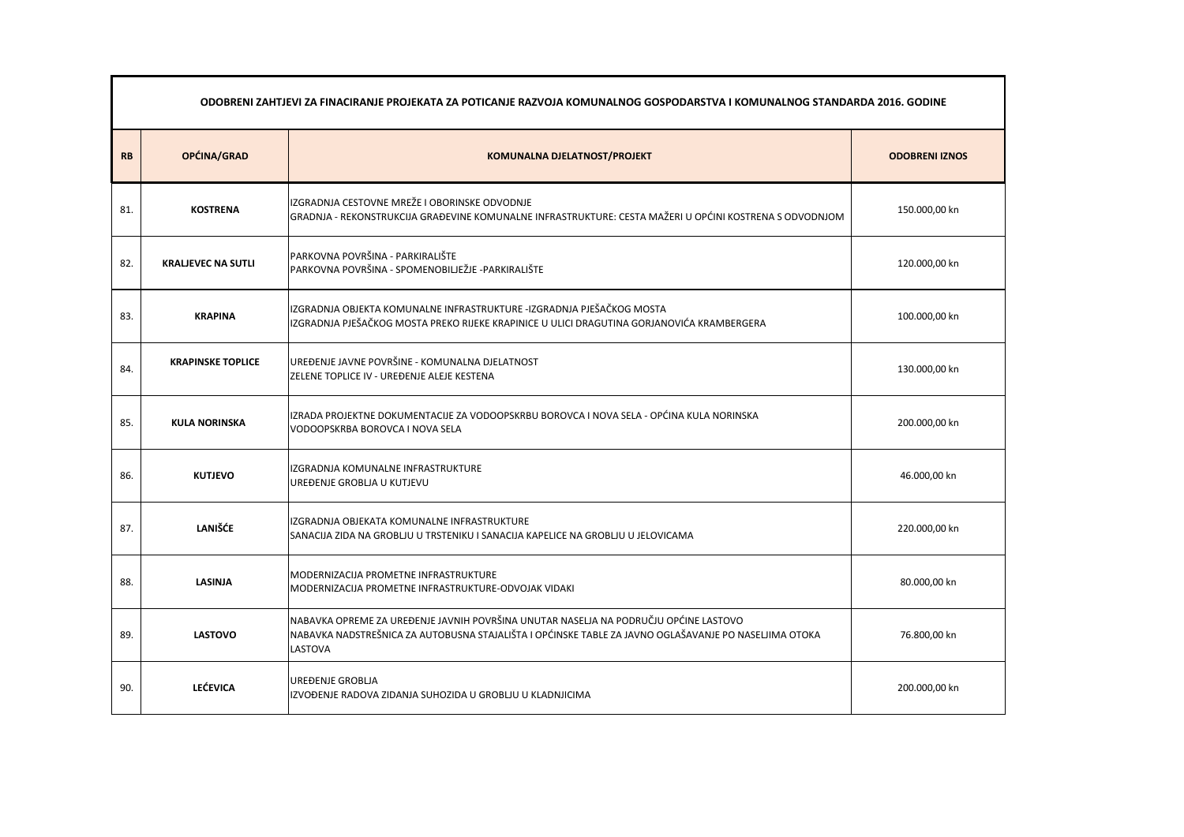| ODOBRENI ZAHTJEVI ZA FINACIRANJE PROJEKATA ZA POTICANJE RAZVOJA KOMUNALNOG GOSPODARSTVA I KOMUNALNOG STANDARDA 2016. GODINE | | | |
|---|---|---|---|
| **RB** | **OPĆINA/GRAD** | **KOMUNALNA DJELATNOST/PROJEKT** | **ODOBRENI IZNOS** |
| 81. | **KOSTRENA** | IZGRADNJA CESTOVNE MREŽE I OBORINSKE ODVODNJE<br>GRADNJA - REKONSTRUKCIJA GRAĐEVINE KOMUNALNE INFRASTRUKTURE: CESTA MAŽERI U OPĆINI KOSTRENA S ODVODNJOM | 150.000,00 kn |
| 82. | **KRALJEVEC NA SUTLI** | PARKOVNA POVRŠINA - PARKIRALIŠTE<br>PARKOVNA POVRŠINA - SPOMENOBILJEŽJE -PARKIRALIŠTE | 120.000,00 kn |
| 83. | **KRAPINA** | IZGRADNJA OBJEKTA KOMUNALNE INFRASTRUKTURE -IZGRADNJA PJEŠAČKOG MOSTA<br>IZGRADNJA PJEŠAČKOG MOSTA PREKO RIJEKE KRAPINICE U ULICI DRAGUTINA GORJANOVIĆA KRAMBERGERA | 100.000,00 kn |
| 84. | **KRAPINSKE TOPLICE** | UREĐENJE JAVNE POVRŠINE - KOMUNALNA DJELATNOST<br>ZELENE TOPLICE IV - UREĐENJE ALEJE KESTENA | 130.000,00 kn |
| 85. | **KULA NORINSKA** | IZRADA PROJEKTNE DOKUMENTACIJE ZA VODOOPSKRBU BOROVCA I NOVA SELA - OPĆINA KULA NORINSKA<br>VODOOPSKRBA BOROVCA I NOVA SELA | 200.000,00 kn |
| 86. | **KUTJEVO** | IZGRADNJA KOMUNALNE INFRASTRUKTURE<br>UREĐENJE GROBLJA U KUTJEVU | 46.000,00 kn |
| 87. | **LANIŠĆE** | IZGRADNJA OBJEKATA KOMUNALNE INFRASTRUKTURE<br>SANACIJA ZIDA NA GROBLJU U TRSTENIKU I SANACIJA KAPELICE NA GROBLJU U JELOVICAMA | 220.000,00 kn |
| 88. | **LASINJA** | MODERNIZACIJA PROMETNE INFRASTRUKTURE<br>MODERNIZACIJA PROMETNE INFRASTRUKTURE-ODVOJAK VIDAKI | 80.000,00 kn |
| 89. | **LASTOVO** | NABAVKA OPREME ZA UREĐENJE JAVNIH POVRŠINA UNUTAR NASELJA NA PODRUČJU OPĆINE LASTOVO<br>NABAVKA NADSTREŠNICA ZA AUTOBUSNA STAJALIŠTA I OPĆINSKE TABLE ZA JAVNO OGLAŠAVANJE PO NASELJIMA OTOKA LASTOVA | 76.800,00 kn |
| 90. | **LEĆEVICA** | UREĐENJE GROBLJA<br>IZVOĐENJE RADOVA ZIDANJA SUHOZIDA U GROBLJU U KLADNJICIMA | 200.000,00 kn |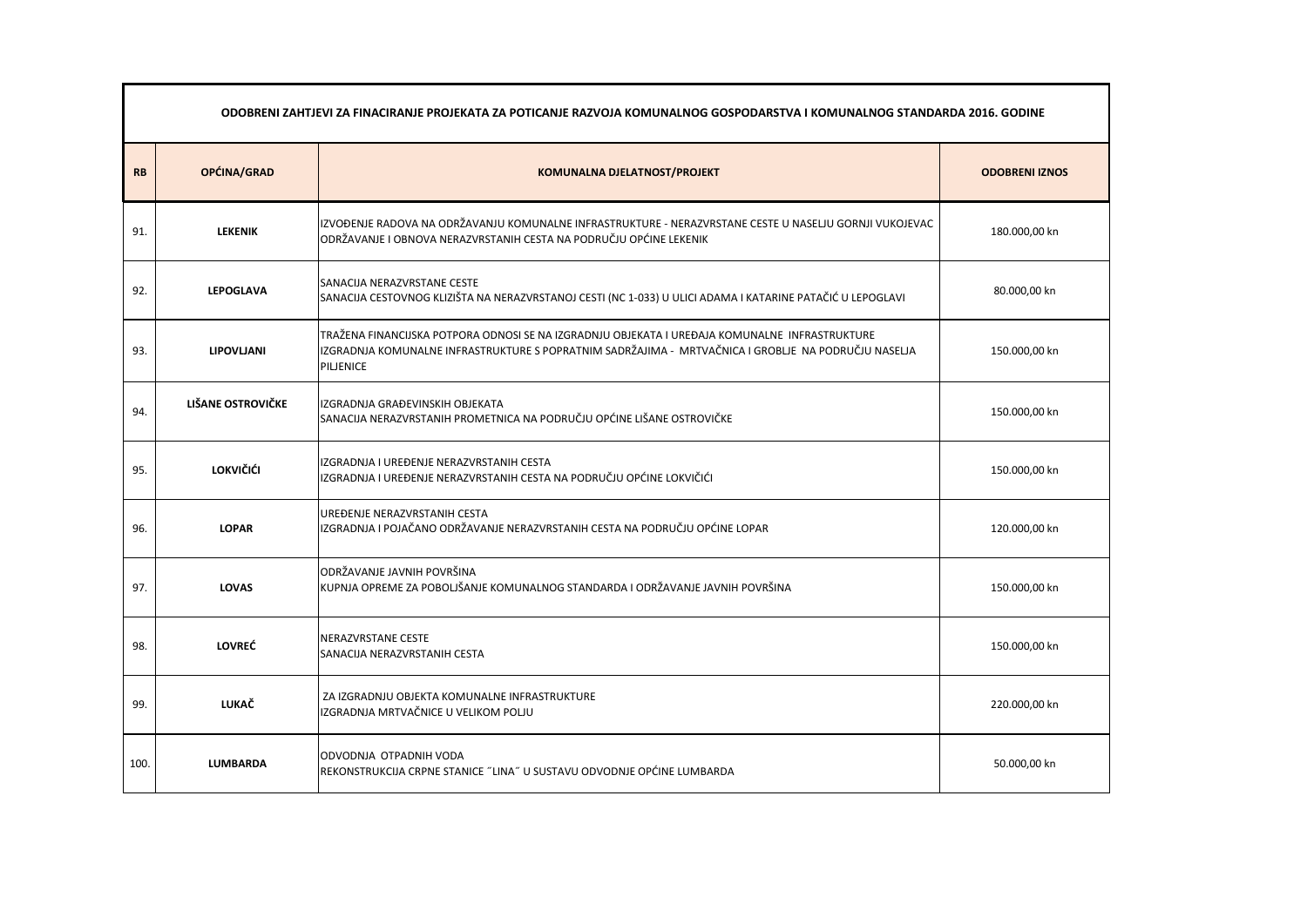| ODOBRENI ZAHTJEVI ZA FINACIRANJE PROJEKATA ZA POTICANJE RAZVOJA KOMUNALNOG GOSPODARSTVA I KOMUNALNOG STANDARDA 2016. GODINE | | | |
|---|---|---|---|
| **RB** | **OPĆINA/GRAD** | **KOMUNALNA DJELATNOST/PROJEKT** | **ODOBRENI IZNOS** |
| 91. | **LEKENIK** | IZVOĐENJE RADOVA NA ODRŽAVANJU KOMUNALNE INFRASTRUKTURE - NERAZVRSTANE CESTE U NASELJU GORNJI VUKOJEVAC<br>ODRŽAVANJE I OBNOVA NERAZVRSTANIH CESTA NA PODRUČJU OPĆINE LEKENIK | 180.000,00 kn |
| 92. | **LEPOGLAVA** | SANACIJA NERAZVRSTANE CESTE<br>SANACIJA CESTOVNOG KLIZIŠTA NA NERAZVRSTANOJ CESTI (NC 1-033) U ULICI ADAMA I KATARINE PATAČIĆ U LEPOGLAVI | 80.000,00 kn |
| 93. | **LIPOVLJANI** | TRAŽENA FINANCIJSKA POTPORA ODNOSI SE NA IZGRADNJU OBJEKATA I UREĐAJA KOMUNALNE INFRASTRUKTURE<br>IZGRADNJA KOMUNALNE INFRASTRUKTURE S POPRATNIM SADRŽAJIMA - MRTVAČNICA I GROBLJE NA PODRUČJU NASELJA PILJENICE | 150.000,00 kn |
| 94. | **LIŠANE OSTROVIČKE** | IZGRADNJA GRAĐEVINSKIH OBJEKATA<br>SANACIJA NERAZVRSTANIH PROMETNICA NA PODRUČJU OPĆINE LIŠANE OSTROVIČKE | 150.000,00 kn |
| 95. | **LOKVIČIĆI** | IZGRADNJA I UREĐENJE NERAZVRSTANIH CESTA<br>IZGRADNJA I UREĐENJE NERAZVRSTANIH CESTA NA PODRUČJU OPĆINE LOKVIČIĆI | 150.000,00 kn |
| 96. | **LOPAR** | UREĐENJE NERAZVRSTANIH CESTA<br>IZGRADNJA I POJAČANO ODRŽAVANJE NERAZVRSTANIH CESTA NA PODRUČJU OPĆINE LOPAR | 120.000,00 kn |
| 97. | **LOVAS** | ODRŽAVANJE JAVNIH POVRŠINA<br>KUPNJA OPREME ZA POBOLJŠANJE KOMUNALNOG STANDARDA I ODRŽAVANJE JAVNIH POVRŠINA | 150.000,00 kn |
| 98. | **LOVREĆ** | NERAZVRSTANE CESTE<br>SANACIJA NERAZVRSTANIH CESTA | 150.000,00 kn |
| 99. | **LUKAČ** | ZA IZGRADNJU OBJEKTA KOMUNALNE INFRASTRUKTURE<br>IZGRADNJA MRTVAČNICE U VELIKOM POLJU | 220.000,00 kn |
| 100. | **LUMBARDA** | ODVODNJA OTPADNIH VODA<br>REKONSTRUKCIJA CRPNE STANICE ˝LINA˝ U SUSTAVU ODVODNJE OPĆINE LUMBARDA | 50.000,00 kn |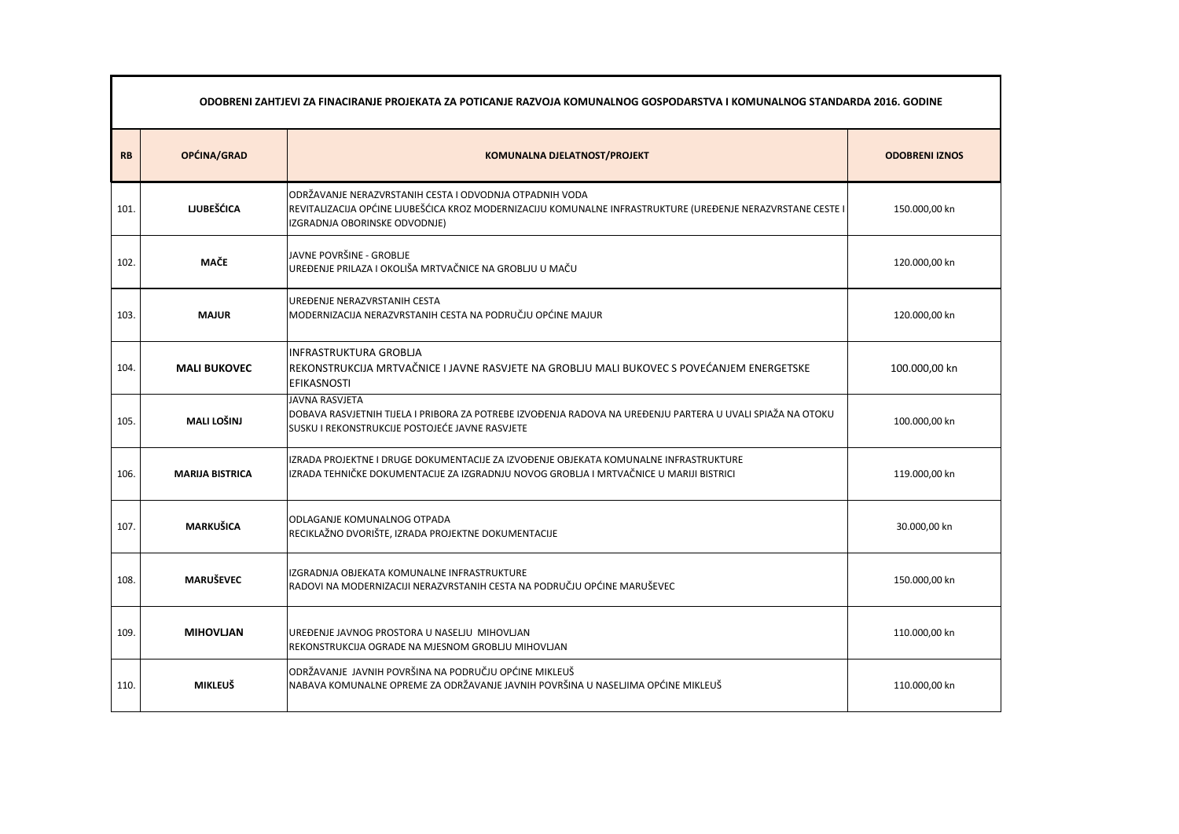| ODOBRENI ZAHTJEVI ZA FINACIRANJE PROJEKATA ZA POTICANJE RAZVOJA KOMUNALNOG GOSPODARSTVA I KOMUNALNOG STANDARDA 2016. GODINE | | | |
|---|---|---|---|
| **RB** | **OPĆINA/GRAD** | **KOMUNALNA DJELATNOST/PROJEKT** | **ODOBRENI IZNOS** |
| 101. | **LJUBEŠĆICA** | ODRŽAVANJE NERAZVRSTANIH CESTA I ODVODNJA OTPADNIH VODA<br>REVITALIZACIJA OPĆINE LJUBEŠĆICA KROZ MODERNIZACIJU KOMUNALNE INFRASTRUKTURE (UREĐENJE NERAZVRSTANE CESTE I IZGRADNJA OBORINSKE ODVODNJE) | 150.000,00 kn |
| 102. | **MAČE** | JAVNE POVRŠINE - GROBLJE<br>UREĐENJE PRILAZA I OKOLIŠA MRTVAČNICE NA GROBLJU U MAČU | 120.000,00 kn |
| 103. | **MAJUR** | UREĐENJE NERAZVRSTANIH CESTA<br>MODERNIZACIJA NERAZVRSTANIH CESTA NA PODRUČJU OPĆINE MAJUR | 120.000,00 kn |
| 104. | **MALI BUKOVEC** | INFRASTRUKTURA GROBLJA<br>REKONSTRUKCIJA MRTVAČNICE I JAVNE RASVJETE NA GROBLJU MALI BUKOVEC S POVEĆANJEM ENERGETSKE EFIKASNOSTI | 100.000,00 kn |
| 105. | **MALI LOŠINJ** | JAVNA RASVJETA<br>DOBAVA RASVJETNIH TIJELA I PRIBORA ZA POTREBE IZVOĐENJA RADOVA NA UREĐENJU PARTERA U UVALI SPIAŽA NA OTOKU SUSKU I REKONSTRUKCIJE POSTOJEĆE JAVNE RASVJETE | 100.000,00 kn |
| 106. | **MARIJA BISTRICA** | IZRADA PROJEKTNE I DRUGE DOKUMENTACIJE ZA IZVOĐENJE OBJEKATA KOMUNALNE INFRASTRUKTURE<br>IZRADA TEHNIČKE DOKUMENTACIJE ZA IZGRADNJU NOVOG GROBLJA I MRTVAČNICE U MARIJI BISTRICI | 119.000,00 kn |
| 107. | **MARKUŠICA** | ODLAGANJE KOMUNALNOG OTPADA<br>RECIKLAŽNO DVORIŠTE, IZRADA PROJEKTNE DOKUMENTACIJE | 30.000,00 kn |
| 108. | **MARUŠEVEC** | IZGRADNJA OBJEKATA KOMUNALNE INFRASTRUKTURE<br>RADOVI NA MODERNIZACIJI NERAZVRSTANIH CESTA NA PODRUČJU OPĆINE MARUŠEVEC | 150.000,00 kn |
| 109. | **MIHOVLJAN** | UREĐENJE JAVNOG PROSTORA U NASELJU MIHOVLJAN<br>REKONSTRUKCIJA OGRADE NA MJESNOM GROBLJU MIHOVLJAN | 110.000,00 kn |
| 110. | **MIKLEUŠ** | ODRŽAVANJE JAVNIH POVRŠINA NA PODRUČJU OPĆINE MIKLEUŠ<br>NABAVA KOMUNALNE OPREME ZA ODRŽAVANJE JAVNIH POVRŠINA U NASELJIMA OPĆINE MIKLEUŠ | 110.000,00 kn |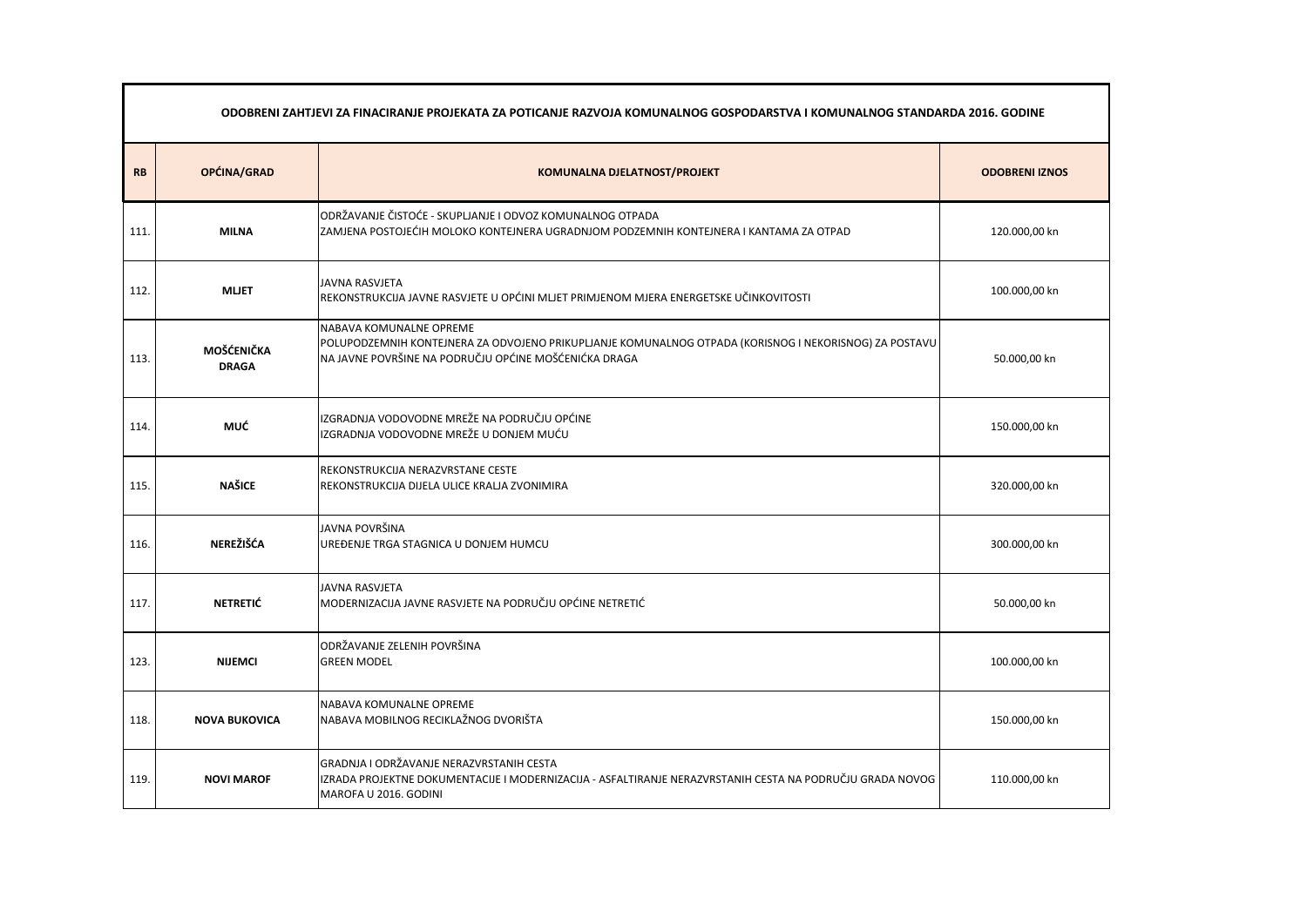| ODOBRENI ZAHTJEVI ZA FINACIRANJE PROJEKATA ZA POTICANJE RAZVOJA KOMUNALNOG GOSPODARSTVA I KOMUNALNOG STANDARDA 2016. GODINE | | | |
|---|---|---|---|
| **RB** | **OPĆINA/GRAD** | **KOMUNALNA DJELATNOST/PROJEKT** | **ODOBRENI IZNOS** |
| 111. | **MILNA** | ODRŽAVANJE ČISTOĆE - SKUPLJANJE I ODVOZ KOMUNALNOG OTPADA<br>ZAMJENA POSTOJEĆIH MOLOKO KONTEJNERA UGRADNJOM PODZEMNIH KONTEJNERA I KANTAMA ZA OTPAD | 120.000,00 kn |
| 112. | **MLJET** | JAVNA RASVJETA<br>REKONSTRUKCIJA JAVNE RASVJETE U OPĆINI MLJET PRIMJENOM MJERA ENERGETSKE UČINKOVITOSTI | 100.000,00 kn |
| 113. | **MOŠĆENIČKA DRAGA** | NABAVA KOMUNALNE OPREME<br>POLUPODZEMNIH KONTEJNERA ZA ODVOJENO PRIKUPLJANJE KOMUNALNOG OTPADA (KORISNOG I NEKORISNOG) ZA POSTAVU NA JAVNE POVRŠINE NA PODRUČJU OPĆINE MOŠĆENIĆKA DRAGA | 50.000,00 kn |
| 114. | **MUĆ** | IZGRADNJA VODOVODNE MREŽE NA PODRUČJU OPĆINE<br>IZGRADNJA VODOVODNE MREŽE U DONJEM MUĆU | 150.000,00 kn |
| 115. | **NAŠICE** | REKONSTRUKCIJA NERAZVRSTANE CESTE<br>REKONSTRUKCIJA DIJELA ULICE KRALJA ZVONIMIRA | 320.000,00 kn |
| 116. | **NEREŽIŠĆA** | JAVNA POVRŠINA<br>UREĐENJE TRGA STAGNICA U DONJEM HUMCU | 300.000,00 kn |
| 117. | **NETRETIĆ** | JAVNA RASVJETA<br>MODERNIZACIJA JAVNE RASVJETE NA PODRUČJU OPĆINE NETRETIĆ | 50.000,00 kn |
| 123. | **NIJEMCI** | ODRŽAVANJE ZELENIH POVRŠINA<br>GREEN MODEL | 100.000,00 kn |
| 118. | **NOVA BUKOVICA** | NABAVA KOMUNALNE OPREME<br>NABAVA MOBILNOG RECIKLAŽNOG DVORIŠTA | 150.000,00 kn |
| 119. | **NOVI MAROF** | GRADNJA I ODRŽAVANJE NERAZVRSTANIH CESTA<br>IZRADA PROJEKTNE DOKUMENTACIJE I MODERNIZACIJA - ASFALTIRANJE NERAZVRSTANIH CESTA NA PODRUČJU GRADA NOVOG MAROFA U 2016. GODINI | 110.000,00 kn |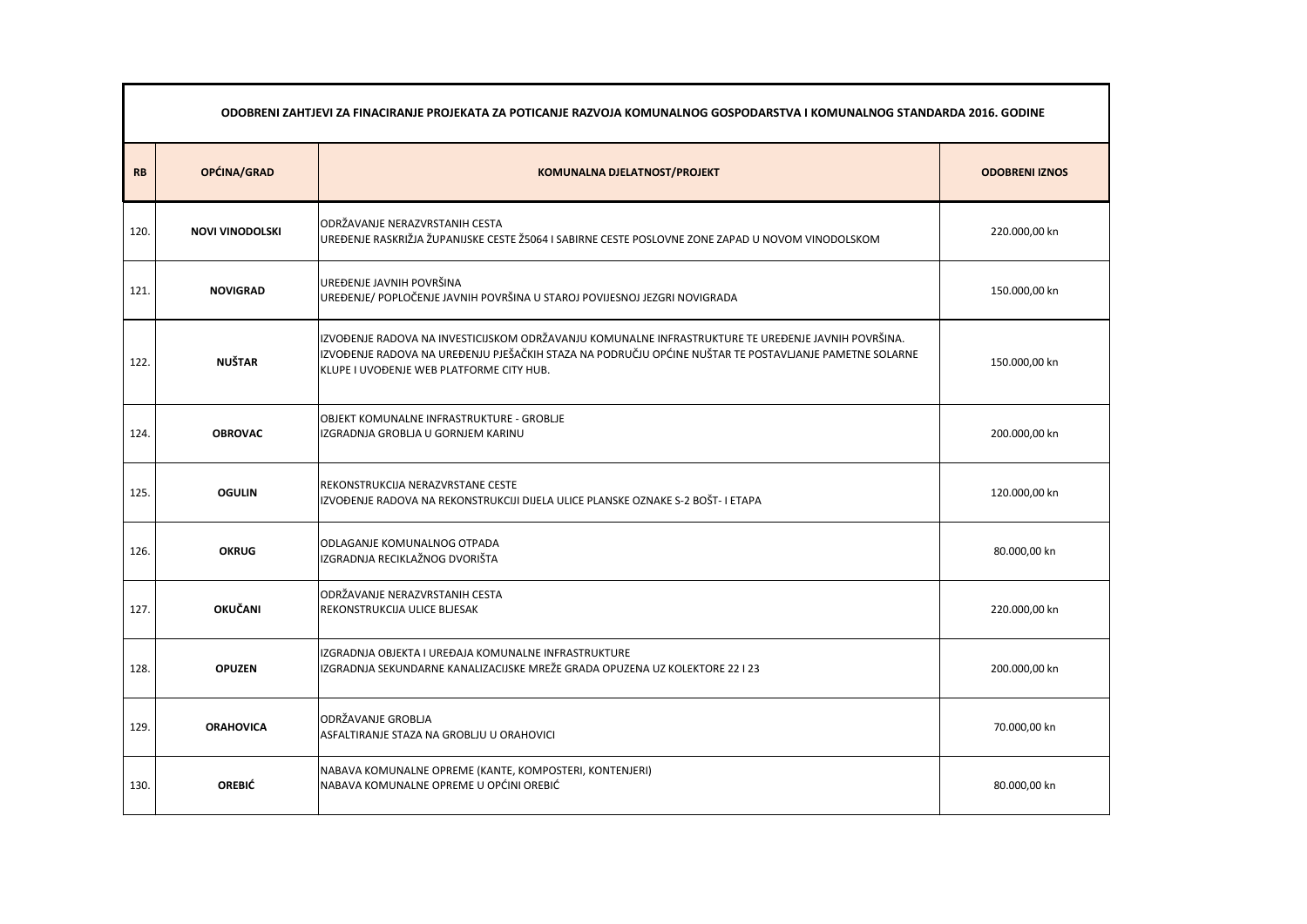| ODOBRENI ZAHTJEVI ZA FINACIRANJE PROJEKATA ZA POTICANJE RAZVOJA KOMUNALNOG GOSPODARSTVA I KOMUNALNOG STANDARDA 2016. GODINE | | | |
|---|---|---|---|
| **RB** | **OPĆINA/GRAD** | **KOMUNALNA DJELATNOST/PROJEKT** | **ODOBRENI IZNOS** |
| 120. | **NOVI VINODOLSKI** | ODRŽAVANJE NERAZVRSTANIH CESTA<br>UREĐENJE RASKRIŽJA ŽUPANIJSKE CESTE Ž5064 I SABIRNE CESTE POSLOVNE ZONE ZAPAD U NOVOM VINODOLSKOM | 220.000,00 kn |
| 121. | **NOVIGRAD** | UREĐENJE JAVNIH POVRŠINA<br>UREĐENJE/ POPLOČENJE JAVNIH POVRŠINA U STAROJ POVIJESNOJ JEZGRI NOVIGRADA | 150.000,00 kn |
| 122. | **NUŠTAR** | IZVOĐENJE RADOVA NA INVESTICIJSKOM ODRŽAVANJU KOMUNALNE INFRASTRUKTURE TE UREĐENJE JAVNIH POVRŠINA.<br>IZVOĐENJE RADOVA NA UREĐENJU PJEŠAČKIH STAZA NA PODRUČJU OPĆINE NUŠTAR TE POSTAVLJANJE PAMETNE SOLARNE KLUPE I UVOĐENJE WEB PLATFORME CITY HUB. | 150.000,00 kn |
| 124. | **OBROVAC** | OBJEKT KOMUNALNE INFRASTRUKTURE - GROBLJE<br>IZGRADNJA GROBLJA U GORNJEM KARINU | 200.000,00 kn |
| 125. | **OGULIN** | REKONSTRUKCIJA NERAZVRSTANE CESTE<br>IZVOĐENJE RADOVA NA REKONSTRUKCIJI DIJELA ULICE PLANSKE OZNAKE S-2 BOŠT- I ETAPA | 120.000,00 kn |
| 126. | **OKRUG** | ODLAGANJE KOMUNALNOG OTPADA<br>IZGRADNJA RECIKLAŽNOG DVORIŠTA | 80.000,00 kn |
| 127. | **OKUČANI** | ODRŽAVANJE NERAZVRSTANIH CESTA<br>REKONSTRUKCIJA ULICE BLJESAK | 220.000,00 kn |
| 128. | **OPUZEN** | IZGRADNJA OBJEKTA I UREĐAJA KOMUNALNE INFRASTRUKTURE<br>IZGRADNJA SEKUNDARNE KANALIZACIJSKE MREŽE GRADA OPUZENA UZ KOLEKTORE 22 I 23 | 200.000,00 kn |
| 129. | **ORAHOVICA** | ODRŽAVANJE GROBLJA<br>ASFALTIRANJE STAZA NA GROBLJU U ORAHOVICI | 70.000,00 kn |
| 130. | **OREBIĆ** | NABAVA KOMUNALNE OPREME (KANTE, KOMPOSTERI, KONTENJERI)<br>NABAVA KOMUNALNE OPREME U OPĆINI OREBIĆ | 80.000,00 kn |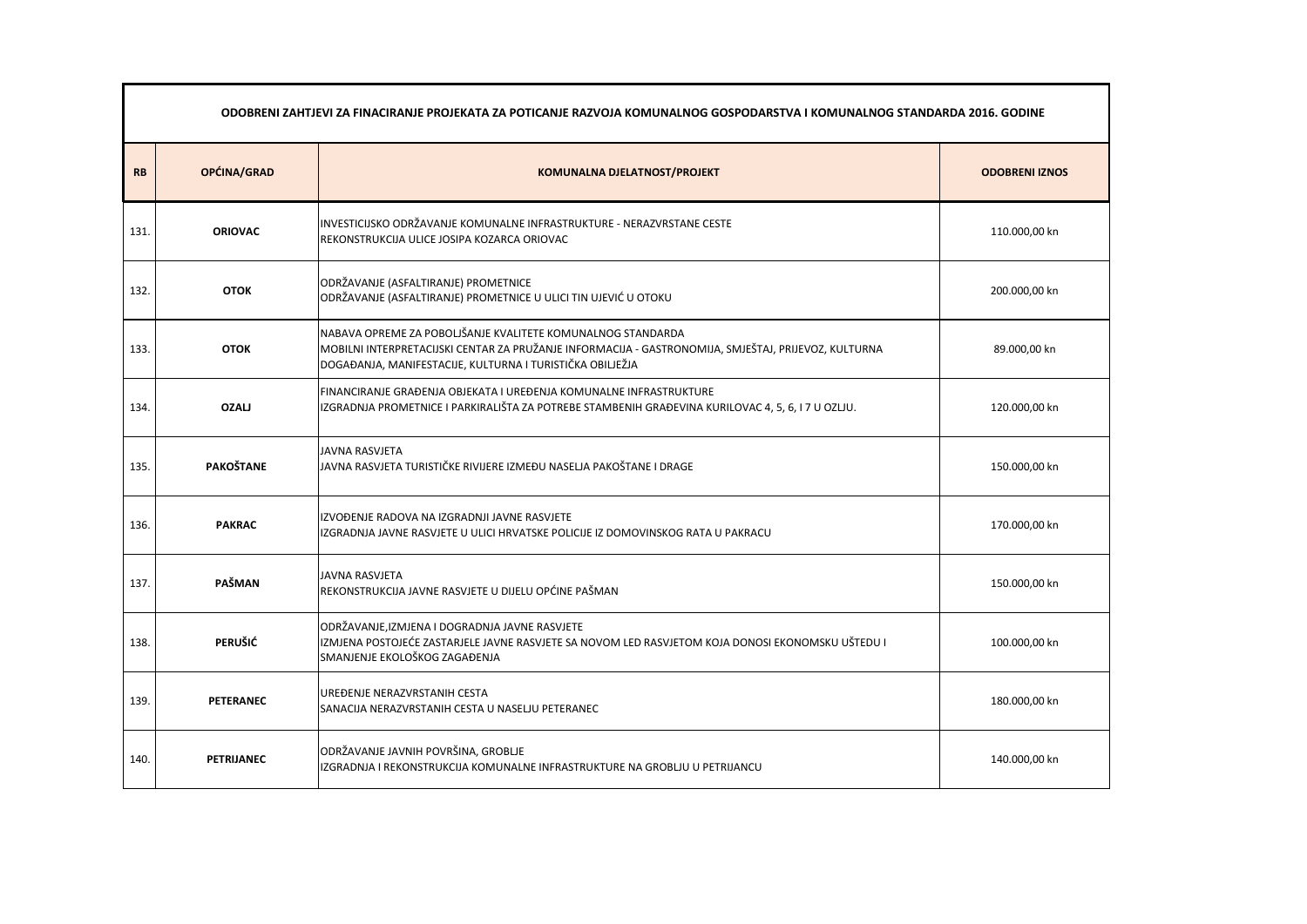| ODOBRENI ZAHTJEVI ZA FINACIRANJE PROJEKATA ZA POTICANJE RAZVOJA KOMUNALNOG GOSPODARSTVA I KOMUNALNOG STANDARDA 2016. GODINE | | | |
|---|---|---|---|
| **RB** | **OPĆINA/GRAD** | **KOMUNALNA DJELATNOST/PROJEKT** | **ODOBRENI IZNOS** |
| 131. | **ORIOVAC** | INVESTICIJSKO ODRŽAVANJE KOMUNALNE INFRASTRUKTURE - NERAZVRSTANE CESTE<br>REKONSTRUKCIJA ULICE JOSIPA KOZARCA ORIOVAC | 110.000,00 kn |
| 132. | **OTOK** | ODRŽAVANJE (ASFALTIRANJE) PROMETNICE<br>ODRŽAVANJE (ASFALTIRANJE) PROMETNICE U ULICI TIN UJEVIĆ U OTOKU | 200.000,00 kn |
| 133. | **OTOK** | NABAVA OPREME ZA POBOLJŠANJE KVALITETE KOMUNALNOG STANDARDA<br>MOBILNI INTERPRETACIJSKI CENTAR ZA PRUŽANJE INFORMACIJA - GASTRONOMIJA, SMJEŠTAJ, PRIJEVOZ, KULTURNA DOGAĐANJA, MANIFESTACIJE, KULTURNA I TURISTIČKA OBILJEŽJA | 89.000,00 kn |
| 134. | **OZALJ** | FINANCIRANJE GRAĐENJA OBJEKATA I UREĐENJA KOMUNALNE INFRASTRUKTURE<br>IZGRADNJA PROMETNICE I PARKIRALIŠTA ZA POTREBE STAMBENIH GRAĐEVINA KURILOVAC 4, 5, 6, I 7 U OZLJU. | 120.000,00 kn |
| 135. | **PAKOŠTANE** | JAVNA RASVJETA<br>JAVNA RASVJETA TURISTIČKE RIVIJERE IZMEĐU NASELJA PAKOŠTANE I DRAGE | 150.000,00 kn |
| 136. | **PAKRAC** | IZVOĐENJE RADOVA NA IZGRADNJI JAVNE RASVJETE<br>IZGRADNJA JAVNE RASVJETE U ULICI HRVATSKE POLICIJE IZ DOMOVINSKOG RATA U PAKRACU | 170.000,00 kn |
| 137. | **PAŠMAN** | JAVNA RASVJETA<br>REKONSTRUKCIJA JAVNE RASVJETE U DIJELU OPĆINE PAŠMAN | 150.000,00 kn |
| 138. | **PERUŠIĆ** | ODRŽAVANJE,IZMJENA I DOGRADNJA JAVNE RASVJETE<br>IZMJENA POSTOJEĆE ZASTARJELE JAVNE RASVJETE SA NOVOM LED RASVJETOM KOJA DONOSI EKONOMSKU UŠTEDU I SMANJENJE EKOLOŠKOG ZAGAĐENJA | 100.000,00 kn |
| 139. | **PETERANEC** | UREĐENJE NERAZVRSTANIH CESTA<br>SANACIJA NERAZVRSTANIH CESTA U NASELJU PETERANEC | 180.000,00 kn |
| 140. | **PETRIJANEC** | ODRŽAVANJE JAVNIH POVRŠINA, GROBLJE<br>IZGRADNJA I REKONSTRUKCIJA KOMUNALNE INFRASTRUKTURE NA GROBLJU U PETRIJANCU | 140.000,00 kn |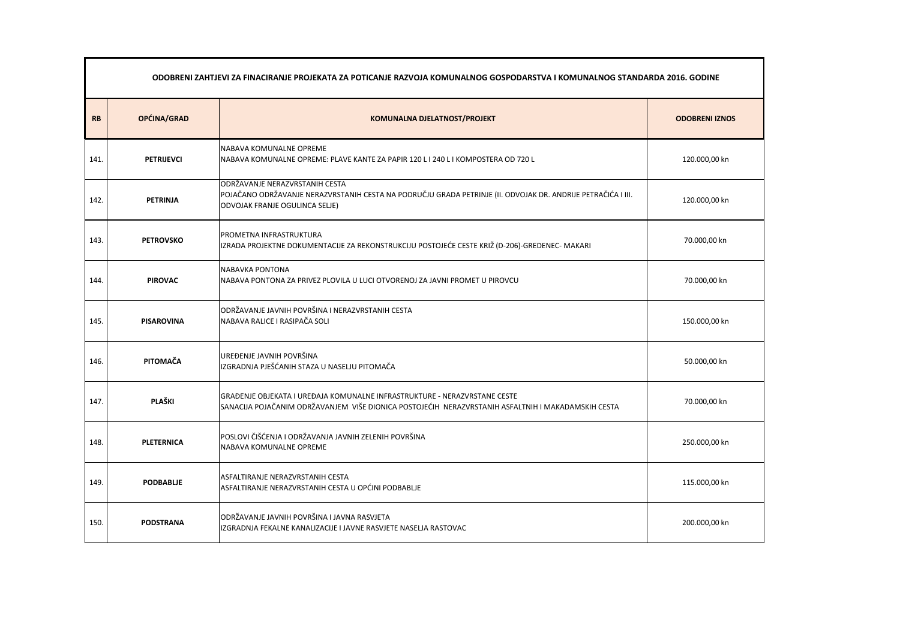| ODOBRENI ZAHTJEVI ZA FINACIRANJE PROJEKATA ZA POTICANJE RAZVOJA KOMUNALNOG GOSPODARSTVA I KOMUNALNOG STANDARDA 2016. GODINE | | | |
|---|---|---|---|
| **RB** | **OPĆINA/GRAD** | **KOMUNALNA DJELATNOST/PROJEKT** | **ODOBRENI IZNOS** |
| 141. | **PETRIJEVCI** | NABAVA KOMUNALNE OPREME<br>NABAVA KOMUNALNE OPREME: PLAVE KANTE ZA PAPIR 120 L I 240 L I KOMPOSTERA OD 720 L | 120.000,00 kn |
| 142. | **PETRINJA** | ODRŽAVANJE NERAZVRSTANIH CESTA<br>POJAČANO ODRŽAVANJE NERAZVRSTANIH CESTA NA PODRUČJU GRADA PETRINJE (II. ODVOJAK DR. ANDRIJE PETRAČIĆA I III. ODVOJAK FRANJE OGULINCA SELJE) | 120.000,00 kn |
| 143. | **PETROVSKO** | PROMETNA INFRASTRUKTURA<br>IZRADA PROJEKTNE DOKUMENTACIJE ZA REKONSTRUKCIJU POSTOJEĆE CESTE KRIŽ (D-206)-GREDENEC- MAKARI | 70.000,00 kn |
| 144. | **PIROVAC** | NABAVKA PONTONA<br>NABAVA PONTONA ZA PRIVEZ PLOVILA U LUCI OTVORENOJ ZA JAVNI PROMET U PIROVCU | 70.000,00 kn |
| 145. | **PISAROVINA** | ODRŽAVANJE JAVNIH POVRŠINA I NERAZVRSTANIH CESTA<br>NABAVA RALICE I RASIPAČA SOLI | 150.000,00 kn |
| 146. | **PITOMAČA** | UREĐENJE JAVNIH POVRŠINA<br>IZGRADNJA PJEŠĆANIH STAZA U NASELJU PITOMAČA | 50.000,00 kn |
| 147. | **PLAŠKI** | GRAĐENJE OBJEKATA I UREĐAJA KOMUNALNE INFRASTRUKTURE - NERAZVRSTANE CESTE<br>SANACIJA POJAČANIM ODRŽAVANJEM VIŠE DIONICA POSTOJEĆIH NERAZVRSTANIH ASFALTNIH I MAKADAMSKIH CESTA | 70.000,00 kn |
| 148. | **PLETERNICA** | POSLOVI ČIŠĆENJA I ODRŽAVANJA JAVNIH ZELENIH POVRŠINA<br>NABAVA KOMUNALNE OPREME | 250.000,00 kn |
| 149. | **PODBABLJE** | ASFALTIRANJE NERAZVRSTANIH CESTA<br>ASFALTIRANJE NERAZVRSTANIH CESTA U OPĆINI PODBABLJE | 115.000,00 kn |
| 150. | **PODSTRANA** | ODRŽAVANJE JAVNIH POVRŠINA I JAVNA RASVJETA<br>IZGRADNJA FEKALNE KANALIZACIJE I JAVNE RASVJETE NASELJA RASTOVAC | 200.000,00 kn |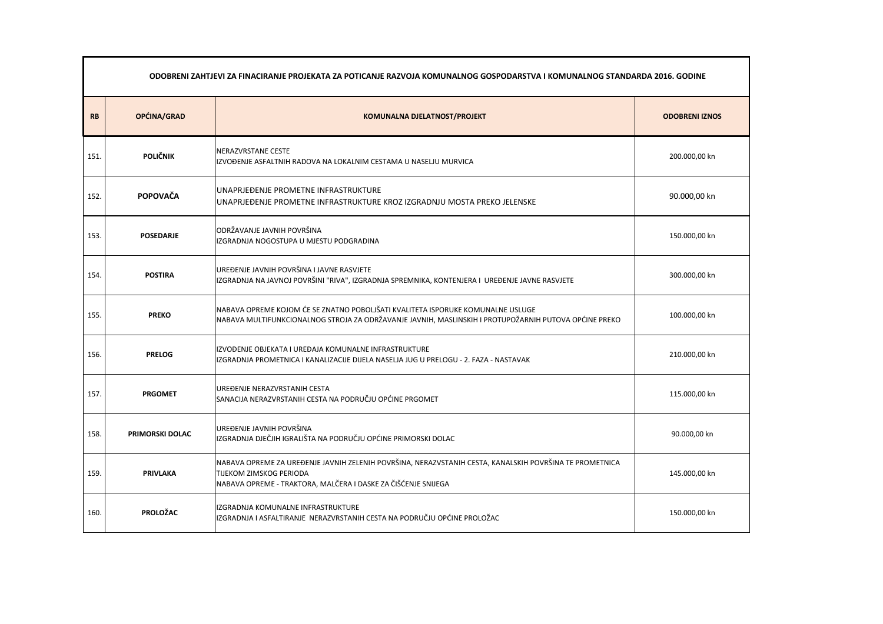| ODOBRENI ZAHTJEVI ZA FINACIRANJE PROJEKATA ZA POTICANJE RAZVOJA KOMUNALNOG GOSPODARSTVA I KOMUNALNOG STANDARDA 2016. GODINE | | | |
|---|---|---|---|
| **RB** | **OPĆINA/GRAD** | **KOMUNALNA DJELATNOST/PROJEKT** | **ODOBRENI IZNOS** |
| 151. | **POLIČNIK** | NERAZVRSTANE CESTE<br>IZVOĐENJE ASFALTNIH RADOVA NA LOKALNIM CESTAMA U NASELJU MURVICA | 200.000,00 kn |
| 152. | **POPOVAČA** | UNAPRJEĐENJE PROMETNE INFRASTRUKTURE<br>UNAPRJEĐENJE PROMETNE INFRASTRUKTURE KROZ IZGRADNJU MOSTA PREKO JELENSKE | 90.000,00 kn |
| 153. | **POSEDARJE** | ODRŽAVANJE JAVNIH POVRŠINA<br>IZGRADNJA NOGOSTUPA U MJESTU PODGRADINA | 150.000,00 kn |
| 154. | **POSTIRA** | UREĐENJE JAVNIH POVRŠINA I JAVNE RASVJETE<br>IZGRADNJA NA JAVNOJ POVRŠINI "RIVA", IZGRADNJA SPREMNIKA, KONTENJERA I UREĐENJE JAVNE RASVJETE | 300.000,00 kn |
| 155. | **PREKO** | NABAVA OPREME KOJOM ĆE SE ZNATNO POBOLJŠATI KVALITETA ISPORUKE KOMUNALNE USLUGE<br>NABAVA MULTIFUNKCIONALNOG STROJA ZA ODRŽAVANJE JAVNIH, MASLINSKIH I PROTUPOŽARNIH PUTOVA OPĆINE PREKO | 100.000,00 kn |
| 156. | **PRELOG** | IZVOĐENJE OBJEKATA I UREĐAJA KOMUNALNE INFRASTRUKTURE<br>IZGRADNJA PROMETNICA I KANALIZACIJE DIJELA NASELJA JUG U PRELOGU - 2. FAZA - NASTAVAK | 210.000,00 kn |
| 157. | **PRGOMET** | UREĐENJE NERAZVRSTANIH CESTA<br>SANACIJA NERAZVRSTANIH CESTA NA PODRUČJU OPĆINE PRGOMET | 115.000,00 kn |
| 158. | **PRIMORSKI DOLAC** | UREĐENJE JAVNIH POVRŠINA<br>IZGRADNJA DJEČJIH IGRALIŠTA NA PODRUČJU OPĆINE PRIMORSKI DOLAC | 90.000,00 kn |
| 159. | **PRIVLAKA** | NABAVA OPREME ZA UREĐENJE JAVNIH ZELENIH POVRŠINA, NERAZVSTANIH CESTA, KANALSKIH POVRŠINA TE PROMETNICA TIJEKOM ZIMSKOG PERIODA<br>NABAVA OPREME - TRAKTORA, MALČERA I DASKE ZA ČIŠĆENJE SNIJEGA | 145.000,00 kn |
| 160. | **PROLOŽAC** | IZGRADNJA KOMUNALNE INFRASTRUKTURE<br>IZGRADNJA I ASFALTIRANJE NERAZVRSTANIH CESTA NA PODRUČJU OPĆINE PROLOŽAC | 150.000,00 kn |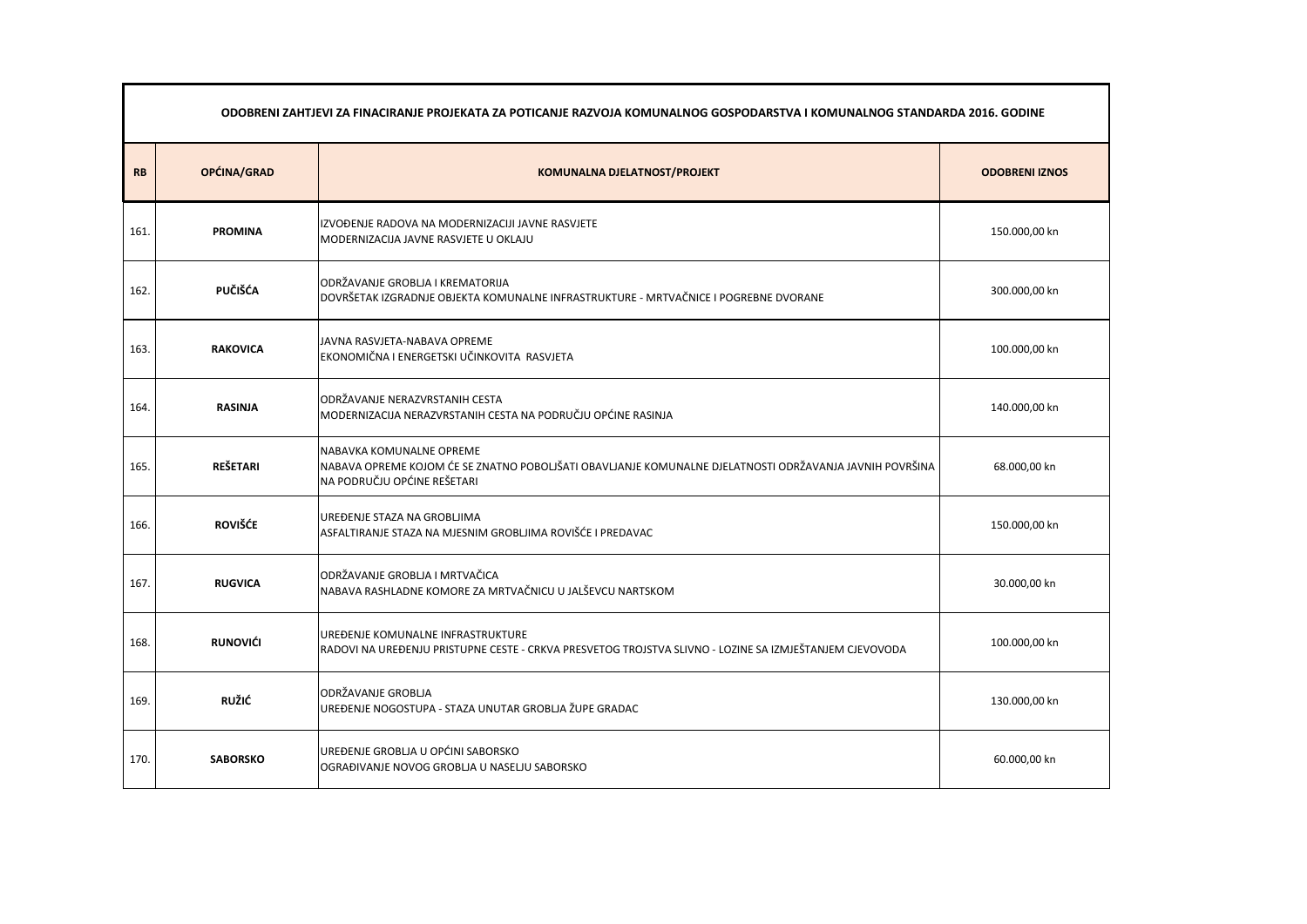| ODOBRENI ZAHTJEVI ZA FINACIRANJE PROJEKATA ZA POTICANJE RAZVOJA KOMUNALNOG GOSPODARSTVA I KOMUNALNOG STANDARDA 2016. GODINE | | | |
|---|---|---|---|
| **RB** | **OPĆINA/GRAD** | **KOMUNALNA DJELATNOST/PROJEKT** | **ODOBRENI IZNOS** |
| 161. | **PROMINA** | IZVOĐENJE RADOVA NA MODERNIZACIJI JAVNE RASVJETE<br>MODERNIZACIJA JAVNE RASVJETE U OKLAJU | 150.000,00 kn |
| 162. | **PUČIŠĆA** | ODRŽAVANJE GROBLJA I KREMATORIJA<br>DOVRŠETAK IZGRADNJE OBJEKTA KOMUNALNE INFRASTRUKTURE - MRTVAČNICE I POGREBNE DVORANE | 300.000,00 kn |
| 163. | **RAKOVICA** | JAVNA RASVJETA-NABAVA OPREME<br>EKONOMIČNA I ENERGETSKI UČINKOVITA RASVJETA | 100.000,00 kn |
| 164. | **RASINJA** | ODRŽAVANJE NERAZVRSTANIH CESTA<br>MODERNIZACIJA NERAZVRSTANIH CESTA NA PODRUČJU OPĆINE RASINJA | 140.000,00 kn |
| 165. | **REŠETARI** | NABAVKA KOMUNALNE OPREME<br>NABAVA OPREME KOJOM ĆE SE ZNATNO POBOLJŠATI OBAVLJANJE KOMUNALNE DJELATNOSTI ODRŽAVANJA JAVNIH POVRŠINA NA PODRUČJU OPĆINE REŠETARI | 68.000,00 kn |
| 166. | **ROVIŠĆE** | UREĐENJE STAZA NA GROBLJIMA<br>ASFALTIRANJE STAZA NA MJESNIM GROBLJIMA ROVIŠĆE I PREDAVAC | 150.000,00 kn |
| 167. | **RUGVICA** | ODRŽAVANJE GROBLJA I MRTVAČICA<br>NABAVA RASHLADNE KOMORE ZA MRTVAČNICU U JALŠEVCU NARTSKOM | 30.000,00 kn |
| 168. | **RUNOVIĆI** | UREĐENJE KOMUNALNE INFRASTRUKTURE<br>RADOVI NA UREĐENJU PRISTUPNE CESTE - CRKVA PRESVETOG TROJSTVA SLIVNO - LOZINE SA IZMJEŠTANJEM CJEVOVODA | 100.000,00 kn |
| 169. | **RUŽIĆ** | ODRŽAVANJE GROBLJA<br>UREĐENJE NOGOSTUPA - STAZA UNUTAR GROBLJA ŽUPE GRADAC | 130.000,00 kn |
| 170. | **SABORSKO** | UREĐENJE GROBLJA U OPĆINI SABORSKO<br>OGRAĐIVANJE NOVOG GROBLJA U NASELJU SABORSKO | 60.000,00 kn |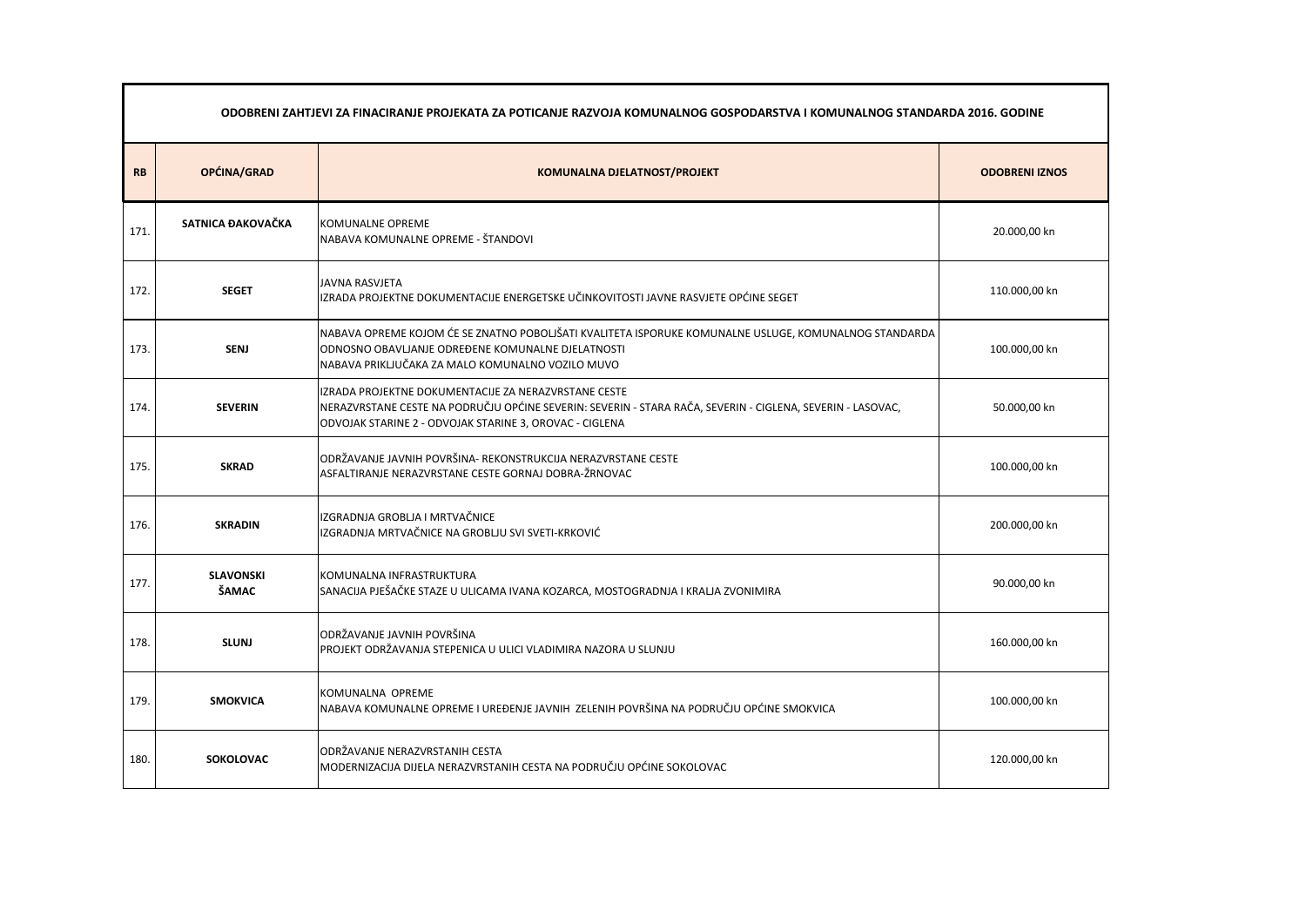| ODOBRENI ZAHTJEVI ZA FINACIRANJE PROJEKATA ZA POTICANJE RAZVOJA KOMUNALNOG GOSPODARSTVA I KOMUNALNOG STANDARDA 2016. GODINE | | | |
|---|---|---|---|
| **RB** | **OPĆINA/GRAD** | **KOMUNALNA DJELATNOST/PROJEKT** | **ODOBRENI IZNOS** |
| 171. | **SATNICA ĐAKOVAČKA** | KOMUNALNE OPREME<br>NABAVA KOMUNALNE OPREME - ŠTANDOVI | 20.000,00 kn |
| 172. | **SEGET** | JAVNA RASVJETA<br>IZRADA PROJEKTNE DOKUMENTACIJE ENERGETSKE UČINKOVITOSTI JAVNE RASVJETE OPĆINE SEGET | 110.000,00 kn |
| 173. | **SENJ** | NABAVA OPREME KOJOM ĆE SE ZNATNO POBOLJŠATI KVALITETA ISPORUKE KOMUNALNE USLUGE, KOMUNALNOG STANDARDA ODNOSNO OBAVLJANJE ODREĐENE KOMUNALNE DJELATNOSTI<br>NABAVA PRIKLJUČAKA ZA MALO KOMUNALNO VOZILO MUVO | 100.000,00 kn |
| 174. | **SEVERIN** | IZRADA PROJEKTNE DOKUMENTACIJE ZA NERAZVRSTANE CESTE<br>NERAZVRSTANE CESTE NA PODRUČJU OPĆINE SEVERIN: SEVERIN - STARA RAČA, SEVERIN - CIGLENA, SEVERIN - LASOVAC, ODVOJAK STARINE 2 - ODVOJAK STARINE 3, OROVAC - CIGLENA | 50.000,00 kn |
| 175. | **SKRAD** | ODRŽAVANJE JAVNIH POVRŠINA- REKONSTRUKCIJA NERAZVRSTANE CESTE<br>ASFALTIRANJE NERAZVRSTANE CESTE GORNAJ DOBRA-ŽRNOVAC | 100.000,00 kn |
| 176. | **SKRADIN** | IZGRADNJA GROBLJA I MRTVAČNICE<br>IZGRADNJA MRTVAČNICE NA GROBLJU SVI SVETI-KRKOVIĆ | 200.000,00 kn |
| 177. | **SLAVONSKI ŠAMAC** | KOMUNALNA INFRASTRUKTURA<br>SANACIJA PJEŠAČKE STAZE U ULICAMA IVANA KOZARCA, MOSTOGRADNJA I KRALJA ZVONIMIRA | 90.000,00 kn |
| 178. | **SLUNJ** | ODRŽAVANJE JAVNIH POVRŠINA<br>PROJEKT ODRŽAVANJA STEPENICA U ULICI VLADIMIRA NAZORA U SLUNJU | 160.000,00 kn |
| 179. | **SMOKVICA** | KOMUNALNA OPREME<br>NABAVA KOMUNALNE OPREME I UREĐENJE JAVNIH ZELENIH POVRŠINA NA PODRUČJU OPĆINE SMOKVICA | 100.000,00 kn |
| 180. | **SOKOLOVAC** | ODRŽAVANJE NERAZVRSTANIH CESTA<br>MODERNIZACIJA DIJELA NERAZVRSTANIH CESTA NA PODRUČJU OPĆINE SOKOLOVAC | 120.000,00 kn |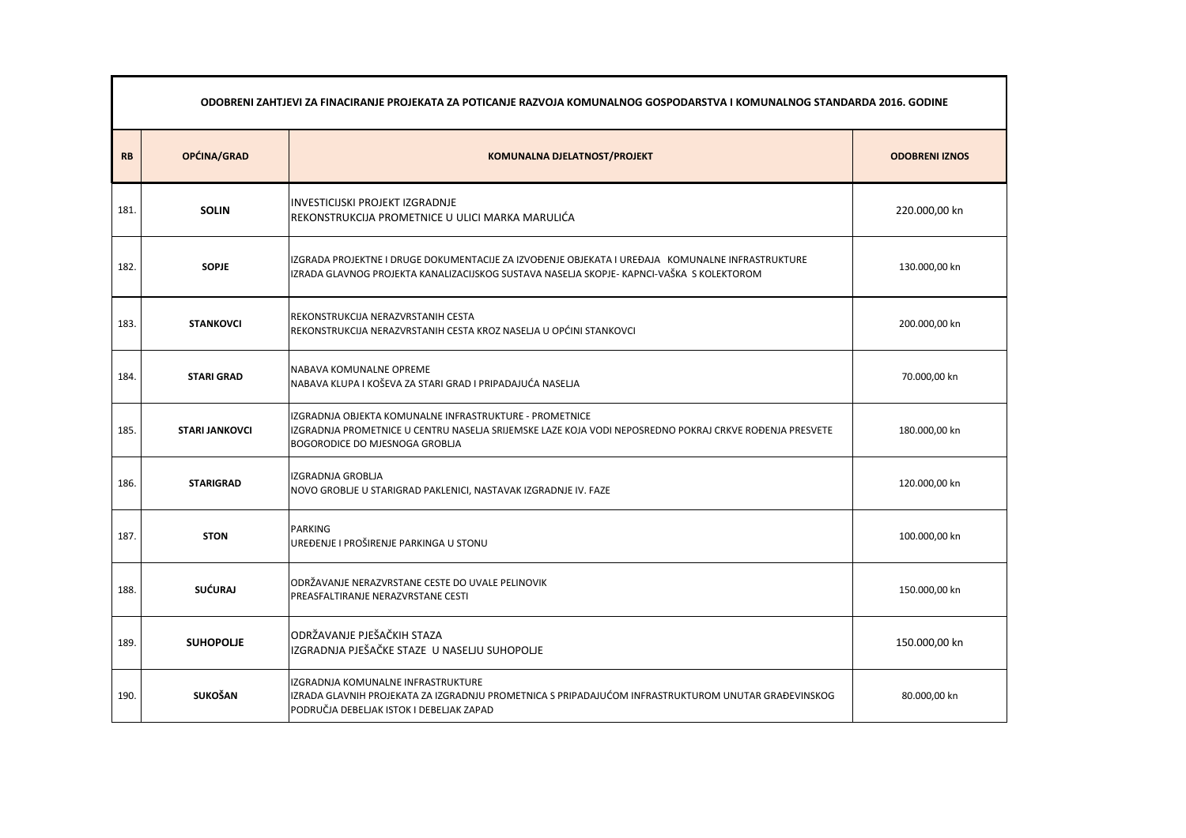| ODOBRENI ZAHTJEVI ZA FINACIRANJE PROJEKATA ZA POTICANJE RAZVOJA KOMUNALNOG GOSPODARSTVA I KOMUNALNOG STANDARDA 2016. GODINE | | | |
|---|---|---|---|
| **RB** | **OPĆINA/GRAD** | **KOMUNALNA DJELATNOST/PROJEKT** | **ODOBRENI IZNOS** |
| 181. | **SOLIN** | INVESTICIJSKI PROJEKT IZGRADNJE<br>REKONSTRUKCIJA PROMETNICE U ULICI MARKA MARULIĆA | 220.000,00 kn |
| 182. | **SOPJE** | IZGRADA PROJEKTNE I DRUGE DOKUMENTACIJE ZA IZVOĐENJE OBJEKATA I UREĐAJA KOMUNALNE INFRASTRUKTURE<br>IZRADA GLAVNOG PROJEKTA KANALIZACIJSKOG SUSTAVA NASELJA SKOPJE- KAPNCI-VAŠKA S KOLEKTOROM | 130.000,00 kn |
| 183. | **STANKOVCI** | REKONSTRUKCIJA NERAZVRSTANIH CESTA<br>REKONSTRUKCIJA NERAZVRSTANIH CESTA KROZ NASELJA U OPĆINI STANKOVCI | 200.000,00 kn |
| 184. | **STARI GRAD** | NABAVA KOMUNALNE OPREME<br>NABAVA KLUPA I KOŠEVA ZA STARI GRAD I PRIPADAJUĆA NASELJA | 70.000,00 kn |
| 185. | **STARI JANKOVCI** | IZGRADNJA OBJEKTA KOMUNALNE INFRASTRUKTURE - PROMETNICE<br>IZGRADNJA PROMETNICE U CENTRU NASELJA SRIJEMSKE LAZE KOJA VODI NEPOSREDNO POKRAJ CRKVE ROĐENJA PRESVETE BOGORODICE DO MJESNOGA GROBLJA | 180.000,00 kn |
| 186. | **STARIGRAD** | IZGRADNJA GROBLJA<br>NOVO GROBLJE U STARIGRAD PAKLENICI, NASTAVAK IZGRADNJE IV. FAZE | 120.000,00 kn |
| 187. | **STON** | PARKING<br>UREĐENJE I PROŠIRENJE PARKINGA U STONU | 100.000,00 kn |
| 188. | **SUĆURAJ** | ODRŽAVANJE NERAZVRSTANE CESTE DO UVALE PELINOVIK<br>PREASFALTIRANJE NERAZVRSTANE CESTI | 150.000,00 kn |
| 189. | **SUHOPOLJE** | ODRŽAVANJE PJEŠAČKIH STAZA<br>IZGRADNJA PJEŠAČKE STAZE U NASELJU SUHOPOLJE | 150.000,00 kn |
| 190. | **SUKOŠAN** | IZGRADNJA KOMUNALNE INFRASTRUKTURE<br>IZRADA GLAVNIH PROJEKATA ZA IZGRADNJU PROMETNICA S PRIPADAJUĆOM INFRASTRUKTUROM UNUTAR GRAĐEVINSKOG PODRUČJA DEBELJAK ISTOK I DEBELJAK ZAPAD | 80.000,00 kn |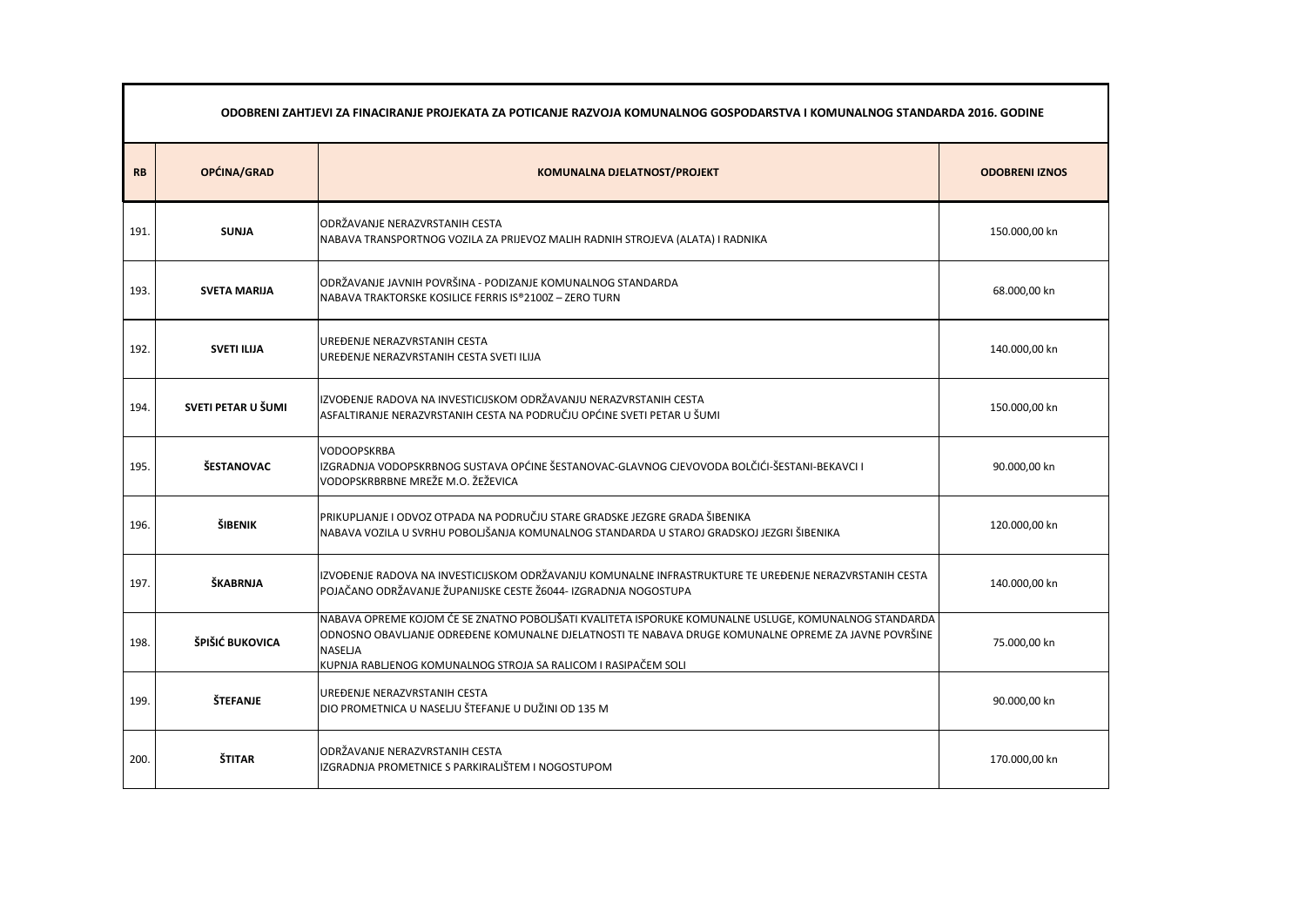| ODOBRENI ZAHTJEVI ZA FINACIRANJE PROJEKATA ZA POTICANJE RAZVOJA KOMUNALNOG GOSPODARSTVA I KOMUNALNOG STANDARDA 2016. GODINE | | | |
|---|---|---|---|
| **RB** | **OPĆINA/GRAD** | **KOMUNALNA DJELATNOST/PROJEKT** | **ODOBRENI IZNOS** |
| 191. | **SUNJA** | ODRŽAVANJE NERAZVRSTANIH CESTA<br>NABAVA TRANSPORTNOG VOZILA ZA PRIJEVOZ MALIH RADNIH STROJEVA (ALATA) I RADNIKA | 150.000,00 kn |
| 193. | **SVETA MARIJA** | ODRŽAVANJE JAVNIH POVRŠINA - PODIZANJE KOMUNALNOG STANDARDA<br>NABAVA TRAKTORSKE KOSILICE FERRIS IS®2100Z – ZERO TURN | 68.000,00 kn |
| 192. | **SVETI ILIJA** | UREĐENJE NERAZVRSTANIH CESTA<br>UREĐENJE NERAZVRSTANIH CESTA SVETI ILIJA | 140.000,00 kn |
| 194. | **SVETI PETAR U ŠUMI** | IZVOĐENJE RADOVA NA INVESTICIJSKOM ODRŽAVANJU NERAZVRSTANIH CESTA<br>ASFALTIRANJE NERAZVRSTANIH CESTA NA PODRUČJU OPĆINE SVETI PETAR U ŠUMI | 150.000,00 kn |
| 195. | **ŠESTANOVAC** | VODOOPSKRBA<br>IZGRADNJA VODOPSKRBNOG SUSTAVA OPĆINE ŠESTANOVAC-GLAVNOG CJEVOVODA BOLČIĆI-ŠESTANI-BEKAVCI I VODOPSKRBRBNE MREŽE M.O. ŽEŽEVICA | 90.000,00 kn |
| 196. | **ŠIBENIK** | PRIKUPLJANJE I ODVOZ OTPADA NA PODRUČJU STARE GRADSKE JEZGRE GRADA ŠIBENIKA<br>NABAVA VOZILA U SVRHU POBOLJŠANJA KOMUNALNOG STANDARDA U STAROJ GRADSKOJ JEZGRI ŠIBENIKA | 120.000,00 kn |
| 197. | **ŠKABRNJA** | IZVOĐENJE RADOVA NA INVESTICIJSKOM ODRŽAVANJU KOMUNALNE INFRASTRUKTURE TE UREĐENJE NERAZVRSTANIH CESTA<br>POJAČANO ODRŽAVANJE ŽUPANIJSKE CESTE Ž6044- IZGRADNJA NOGOSTUPA | 140.000,00 kn |
| 198. | **ŠPIŠIĆ BUKOVICA** | NABAVA OPREME KOJOM ĆE SE ZNATNO POBOLJŠATI KVALITETA ISPORUKE KOMUNALNE USLUGE, KOMUNALNOG STANDARDA ODNOSNO OBAVLJANJE ODREĐENE KOMUNALNE DJELATNOSTI TE NABAVA DRUGE KOMUNALNE OPREME ZA JAVNE POVRŠINE NASELJA<br>KUPNJA RABLJENOG KOMUNALNOG STROJA SA RALICOM I RASIPAČEM SOLI | 75.000,00 kn |
| 199. | **ŠTEFANJE** | UREĐENJE NERAZVRSTANIH CESTA<br>DIO PROMETNICA U NASELJU ŠTEFANJE U DUŽINI OD 135 M | 90.000,00 kn |
| 200. | **ŠTITAR** | ODRŽAVANJE NERAZVRSTANIH CESTA<br>IZGRADNJA PROMETNICE S PARKIRALIŠTEM I NOGOSTUPOM | 170.000,00 kn |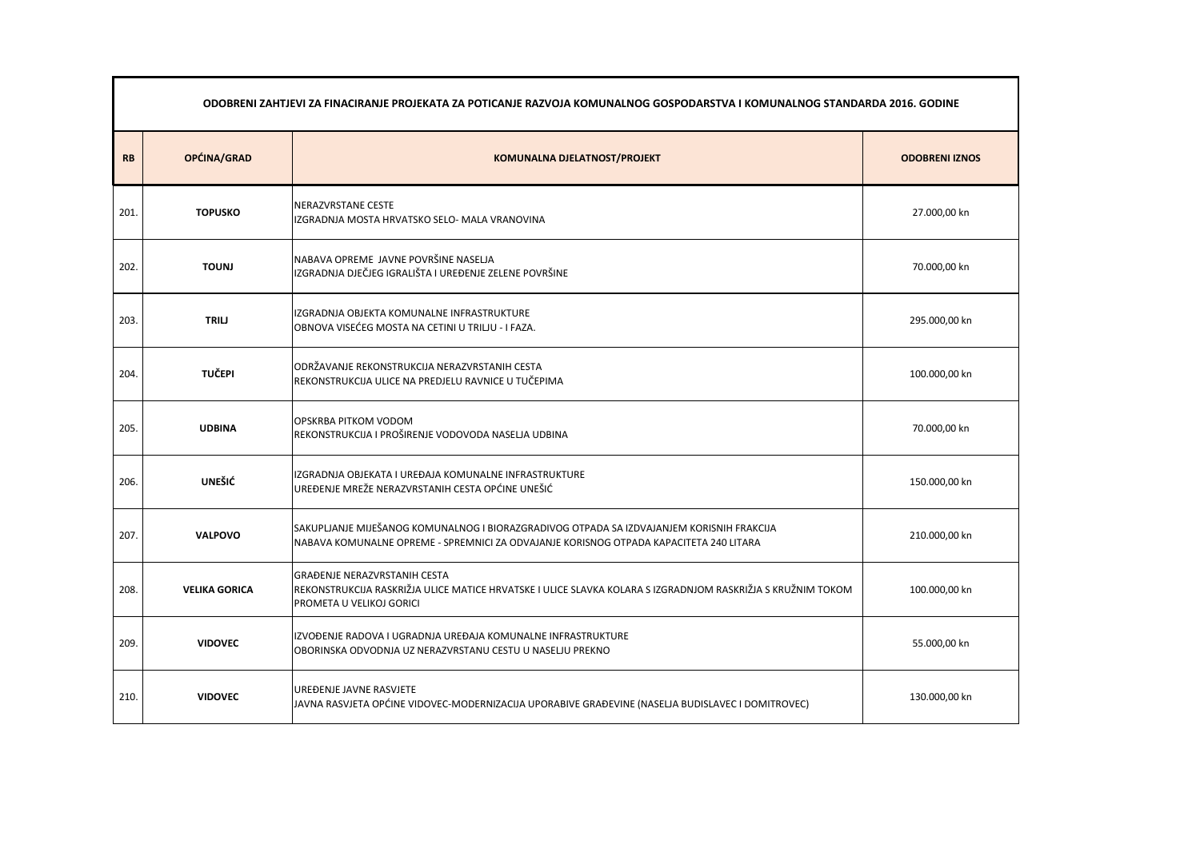| ODOBRENI ZAHTJEVI ZA FINACIRANJE PROJEKATA ZA POTICANJE RAZVOJA KOMUNALNOG GOSPODARSTVA I KOMUNALNOG STANDARDA 2016. GODINE | | | |
|---|---|---|---|
| **RB** | **OPĆINA/GRAD** | **KOMUNALNA DJELATNOST/PROJEKT** | **ODOBRENI IZNOS** |
| 201. | **TOPUSKO** | NERAZVRSTANE CESTE<br>IZGRADNJA MOSTA HRVATSKO SELO- MALA VRANOVINA | 27.000,00 kn |
| 202. | **TOUNJ** | NABAVA OPREME JAVNE POVRŠINE NASELJA<br>IZGRADNJA DJEČJEG IGRALIŠTA I UREĐENJE ZELENE POVRŠINE | 70.000,00 kn |
| 203. | **TRILJ** | IZGRADNJA OBJEKTA KOMUNALNE INFRASTRUKTURE<br>OBNOVA VISEĆEG MOSTA NA CETINI U TRILJU - I FAZA. | 295.000,00 kn |
| 204. | **TUČEPI** | ODRŽAVANJE REKONSTRUKCIJA NERAZVRSTANIH CESTA<br>REKONSTRUKCIJA ULICE NA PREDJELU RAVNICE U TUČEPIMA | 100.000,00 kn |
| 205. | **UDBINA** | OPSKRBA PITKOM VODOM<br>REKONSTRUKCIJA I PROŠIRENJE VODOVODA NASELJA UDBINA | 70.000,00 kn |
| 206. | **UNEŠIĆ** | IZGRADNJA OBJEKATA I UREĐAJA KOMUNALNE INFRASTRUKTURE<br>UREĐENJE MREŽE NERAZVRSTANIH CESTA OPĆINE UNEŠIĆ | 150.000,00 kn |
| 207. | **VALPOVO** | SAKUPLJANJE MIJEŠANOG KOMUNALNOG I BIORAZGRADIVOG OTPADA SA IZDVAJANJEM KORISNIH FRAKCIJA<br>NABAVA KOMUNALNE OPREME - SPREMNICI ZA ODVAJANJE KORISNOG OTPADA KAPACITETA 240 LITARA | 210.000,00 kn |
| 208. | **VELIKA GORICA** | GRAĐENJE NERAZVRSTANIH CESTA<br>REKONSTRUKCIJA RASKRIŽJA ULICE MATICE HRVATSKE I ULICE SLAVKA KOLARA S IZGRADNJOM RASKRIŽJA S KRUŽNIM TOKOM PROMETA U VELIKOJ GORICI | 100.000,00 kn |
| 209. | **VIDOVEC** | IZVOĐENJE RADOVA I UGRADNJA UREĐAJA KOMUNALNE INFRASTRUKTURE<br>OBORINSKA ODVODNJA UZ NERAZVRSTANU CESTU U NASELJU PREKNO | 55.000,00 kn |
| 210. | **VIDOVEC** | UREĐENJE JAVNE RASVJETE<br>JAVNA RASVJETA OPĆINE VIDOVEC-MODERNIZACIJA UPORABIVE GRAĐEVINE (NASELJA BUDISLAVEC I DOMITROVEC) | 130.000,00 kn |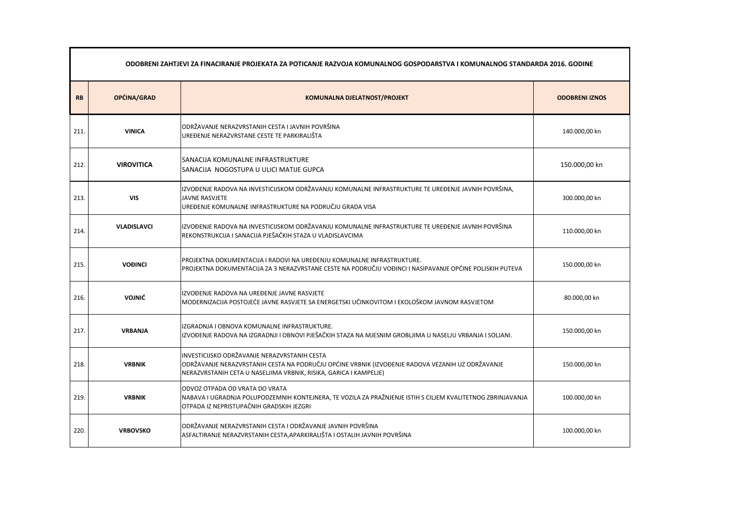| ODOBRENI ZAHTJEVI ZA FINACIRANJE PROJEKATA ZA POTICANJE RAZVOJA KOMUNALNOG GOSPODARSTVA I KOMUNALNOG STANDARDA 2016. GODINE | | | |
|---|---|---|---|
| **RB** | **OPĆINA/GRAD** | **KOMUNALNA DJELATNOST/PROJEKT** | **ODOBRENI IZNOS** |
| 211. | **VINICA** | ODRŽAVANJE NERAZVRSTANIH CESTA I JAVNIH POVRŠINA<br>UREĐENJE NERAZVRSTANE CESTE TE PARKIRALIŠTA | 140.000,00 kn |
| 212. | **VIROVITICA** | SANACIJA KOMUNALNE INFRASTRUKTURE<br>SANACIJA NOGOSTUPA U ULICI MATIJE GUPCA | 150.000,00 kn |
| 213. | **VIS** | IZVOĐENJE RADOVA NA INVESTICIJSKOM ODRŽAVANJU KOMUNALNE INFRASTRUKTURE TE UREĐENJE JAVNIH POVRŠINA, JAVNE RASVJETE<br>UREĐENJE KOMUNALNE INFRASTRUKTURE NA PODRUČJU GRADA VISA | 300.000,00 kn |
| 214. | **VLADISLAVCI** | IZVOĐENJE RADOVA NA INVESTICIJSKOM ODRŽAVANJU KOMUNALNE INFRASTRUKTURE TE UREĐENJE JAVNIH POVRŠINA<br>REKONSTRUKCIJA I SANACIJA PJEŠAČKIH STAZA U VLADISLAVCIMA | 110.000,00 kn |
| 215. | **VOĐINCI** | PROJEKTNA DOKUMENTACIJA I RADOVI NA UREĐENJU KOMUNALNE INFRASTRUKTURE.<br>PROJEKTNA DOKUMENTACIJA ZA 3 NERAZVRSTANE CESTE NA PODRUČJU VOĐINCI I NASIPAVANJE OPĆINE POLJSKIH PUTEVA | 150.000,00 kn |
| 216. | **VOJNIĆ** | IZVOĐENJE RADOVA NA UREĐENJE JAVNE RASVJETE<br>MODERNIZACIJA POSTOJEĆE JAVNE RASVJETE SA ENERGETSKI UČINKOVITOM I EKOLOŠKOM JAVNOM RASVJETOM | 80.000,00 kn |
| 217. | **VRBANJA** | IZGRADNJA I OBNOVA KOMUNALNE INFRASTRUKTURE.<br>IZVOĐENJE RADOVA NA IZGRADNJI I OBNOVI PJEŠAČKIH STAZA NA MJESNIM GROBLJIMA U NASELJU VRBANJA I SOLJANI. | 150.000,00 kn |
| 218. | **VRBNIK** | INVESTICIJSKO ODRŽAVANJE NERAZVRSTANIH CESTA<br>ODRŽAVANJE NERAZVRSTANIH CESTA NA PODRUČJU OPĆINE VRBNIK (IZVOĐENJE RADOVA VEZANIH UZ ODRŽAVANJE NERAZVRSTANIH CETA U NASELJIMA VRBNIK, RISIKA, GARICA I KAMPELJE) | 150.000,00 kn |
| 219. | **VRBNIK** | ODVOZ OTPADA OD VRATA DO VRATA<br>NABAVA I UGRADNJA POLUPODZEMNIH KONTEJNERA, TE VOZILA ZA PRAŽNJENJE ISTIH S CILJEM KVALITETNOG ZBRINJAVANJA OTPADA IZ NEPRISTUPAČNIH GRADSKIH JEZGRI | 100.000,00 kn |
| 220. | **VRBOVSKO** | ODRŽAVANJE NERAZVRSTANIH CESTA I ODRŽAVANJE JAVNIH POVRŠINA<br>ASFALTIRANJE NERAZVRSTANIH CESTA,APARKIRALIŠTA I OSTALIH JAVNIH POVRŠINA | 100.000,00 kn |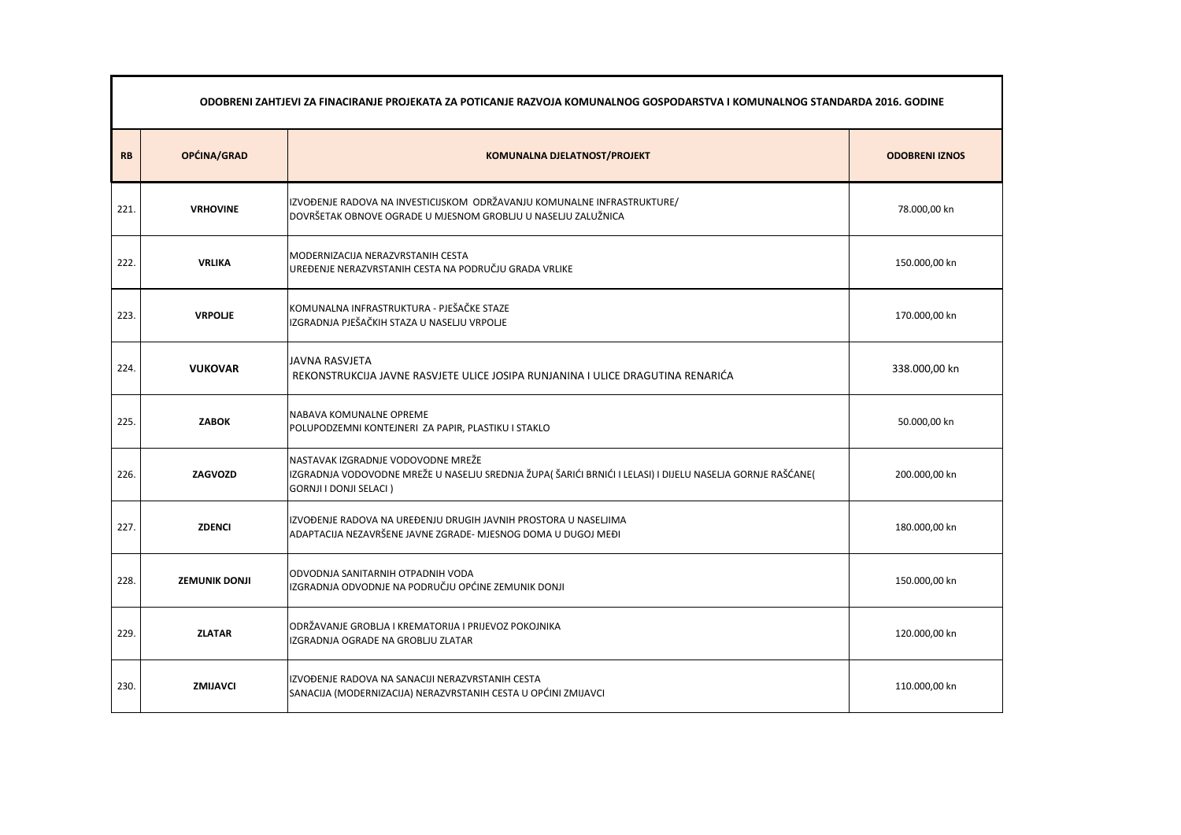| ODOBRENI ZAHTJEVI ZA FINACIRANJE PROJEKATA ZA POTICANJE RAZVOJA KOMUNALNOG GOSPODARSTVA I KOMUNALNOG STANDARDA 2016. GODINE | | | |
|---|---|---|---|
| **RB** | **OPĆINA/GRAD** | **KOMUNALNA DJELATNOST/PROJEKT** | **ODOBRENI IZNOS** |
| 221. | **VRHOVINE** | IZVOĐENJE RADOVA NA INVESTICIJSKOM ODRŽAVANJU KOMUNALNE INFRASTRUKTURE/ DOVRŠETAK OBNOVE OGRADE U MJESNOM GROBLJU U NASELJU ZALUŽNICA | 78.000,00 kn |
| 222. | **VRLIKA** | MODERNIZACIJA NERAZVRSTANIH CESTA UREĐENJE NERAZVRSTANIH CESTA NA PODRUČJU GRADA VRLIKE | 150.000,00 kn |
| 223. | **VRPOLJE** | KOMUNALNA INFRASTRUKTURA - PJEŠAČKE STAZE IZGRADNJA PJEŠAČKIH STAZA U NASELJU VRPOLJE | 170.000,00 kn |
| 224. | **VUKOVAR** | JAVNA RASVJETA REKONSTRUKCIJA JAVNE RASVJETE ULICE JOSIPA RUNJANINA I ULICE DRAGUTINA RENARIĆA | 338.000,00 kn |
| 225. | **ZABOK** | NABAVA KOMUNALNE OPREME POLUPODZEMNI KONTEJNERI ZA PAPIR, PLASTIKU I STAKLO | 50.000,00 kn |
| 226. | **ZAGVOZD** | NASTAVAK IZGRADNJE VODOVODNE MREŽE IZGRADNJA VODOVODNE MREŽE U NASELJU SREDNJA ŽUPA( ŠARIĆI BRNIĆI I LELASI) I DIJELU NASELJA GORNJE RAŠĆANE( GORNJI I DONJI SELACI ) | 200.000,00 kn |
| 227. | **ZDENCI** | IZVOĐENJE RADOVA NA UREĐENJU DRUGIH JAVNIH PROSTORA U NASELJIMA ADAPTACIJA NEZAVRŠENE JAVNE ZGRADE- MJESNOG DOMA U DUGOJ MEĐI | 180.000,00 kn |
| 228. | **ZEMUNIK DONJI** | ODVODNJA SANITARNIH OTPADNIH VODA IZGRADNJA ODVODNJE NA PODRUČJU OPĆINE ZEMUNIK DONJI | 150.000,00 kn |
| 229. | **ZLATAR** | ODRŽAVANJE GROBLJA I KREMATORIJA I PRIJEVOZ POKOJNIKA IZGRADNJA OGRADE NA GROBLJU ZLATAR | 120.000,00 kn |
| 230. | **ZMIJAVCI** | IZVOĐENJE RADOVA NA SANACIJI NERAZVRSTANIH CESTA SANACIJA (MODERNIZACIJA) NERAZVRSTANIH CESTA U OPĆINI ZMIJAVCI | 110.000,00 kn |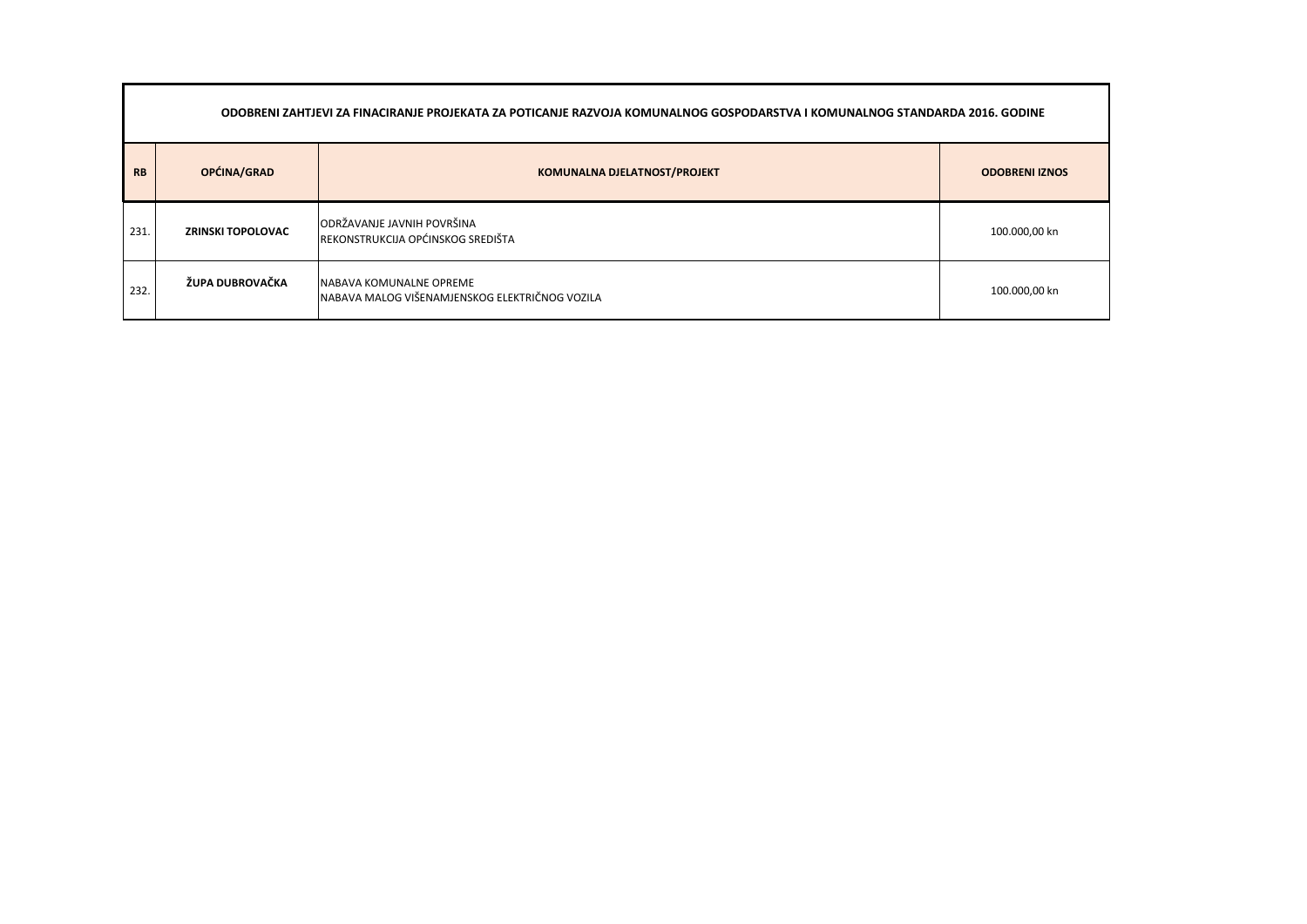| ODOBRENI ZAHTJEVI ZA FINACIRANJE PROJEKATA ZA POTICANJE RAZVOJA KOMUNALNOG GOSPODARSTVA I KOMUNALNOG STANDARDA 2016. GODINE | | | |
|---|---|---|---|
| **RB** | **OPĆINA/GRAD** | **KOMUNALNA DJELATNOST/PROJEKT** | **ODOBRENI IZNOS** |
| 231. | **ZRINSKI TOPOLOVAC** | ODRŽAVANJE JAVNIH POVRŠINA<br>REKONSTRUKCIJA OPĆINSKOG SREDIŠTA | 100.000,00 kn |
| 232. | **ŽUPA DUBROVAČKA** | NABAVA KOMUNALNE OPREME<br>NABAVA MALOG VIŠENAMJENSKOG ELEKTRIČNOG VOZILA | 100.000,00 kn |